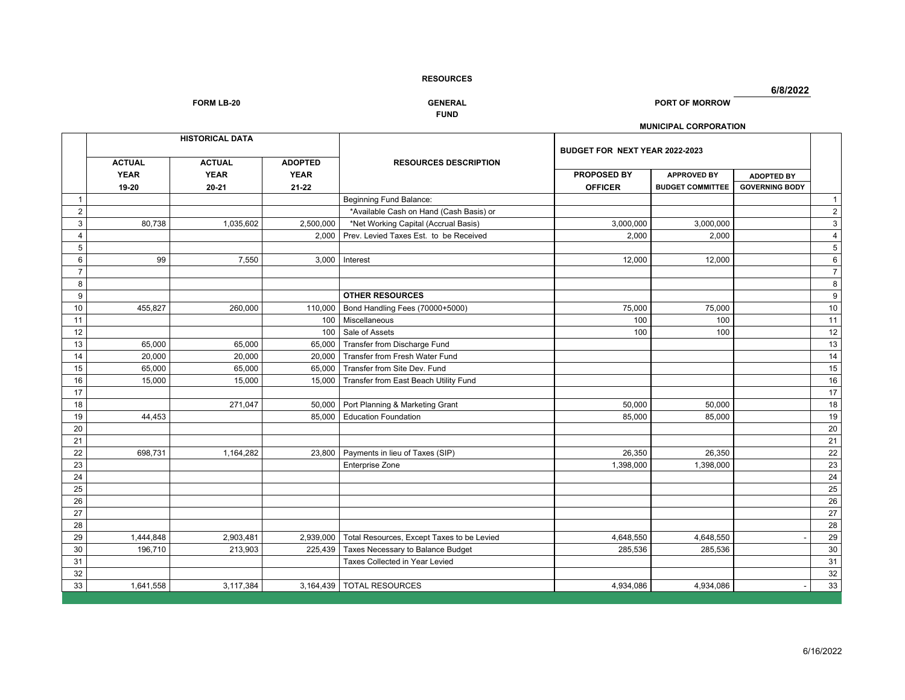**RESOURCES**

**6/8/2022**

**FORM LB-20** — **GENERAL FUND** — **PORT OF MORROW**

**MUNICIPAL CORPORATION**

| | HISTORICAL DATA | | | RESOURCES DESCRIPTION | BUDGET FOR NEXT YEAR 2022-2023 | | | |
|---|---|---|---|---|---|---|---|---|
| | ACTUAL YEAR 19-20 | ACTUAL YEAR 20-21 | ADOPTED YEAR 21-22 | | PROPOSED BY OFFICER | APPROVED BY BUDGET COMMITTEE | ADOPTED BY GOVERNING BODY | |
| 1 | | | | Beginning Fund Balance: | | | | 1 |
| 2 | | | | *Available Cash on Hand (Cash Basis) or | | | | 2 |
| 3 | 80,738 | 1,035,602 | 2,500,000 | *Net Working Capital (Accrual Basis) | 3,000,000 | 3,000,000 | | 3 |
| 4 | | | 2,000 | Prev. Levied Taxes Est. to be Received | 2,000 | 2,000 | | 4 |
| 5 | | | | | | | | 5 |
| 6 | 99 | 7,550 | 3,000 | Interest | 12,000 | 12,000 | | 6 |
| 7 | | | | | | | | 7 |
| 8 | | | | | | | | 8 |
| 9 | | | | **OTHER RESOURCES** | | | | 9 |
| 10 | 455,827 | 260,000 | 110,000 | Bond Handling Fees (70000+5000) | 75,000 | 75,000 | | 10 |
| 11 | | | 100 | Miscellaneous | 100 | 100 | | 11 |
| 12 | | | 100 | Sale of Assets | 100 | 100 | | 12 |
| 13 | 65,000 | 65,000 | 65,000 | Transfer from Discharge Fund | | | | 13 |
| 14 | 20,000 | 20,000 | 20,000 | Transfer from Fresh Water Fund | | | | 14 |
| 15 | 65,000 | 65,000 | 65,000 | Transfer from Site Dev. Fund | | | | 15 |
| 16 | 15,000 | 15,000 | 15,000 | Transfer from East Beach Utility Fund | | | | 16 |
| 17 | | | | | | | | 17 |
| 18 | | 271,047 | 50,000 | Port Planning & Marketing Grant | 50,000 | 50,000 | | 18 |
| 19 | 44,453 | | 85,000 | Education Foundation | 85,000 | 85,000 | | 19 |
| 20 | | | | | | | | 20 |
| 21 | | | | | | | | 21 |
| 22 | 698,731 | 1,164,282 | 23,800 | Payments in lieu of Taxes (SIP) | 26,350 | 26,350 | | 22 |
| 23 | | | | Enterprise Zone | 1,398,000 | 1,398,000 | | 23 |
| 24 | | | | | | | | 24 |
| 25 | | | | | | | | 25 |
| 26 | | | | | | | | 26 |
| 27 | | | | | | | | 27 |
| 28 | | | | | | | | 28 |
| 29 | 1,444,848 | 2,903,481 | 2,939,000 | Total Resources, Except Taxes to be Levied | 4,648,550 | 4,648,550 | - | 29 |
| 30 | 196,710 | 213,903 | 225,439 | Taxes Necessary to Balance Budget | 285,536 | 285,536 | | 30 |
| 31 | | | | Taxes Collected in Year Levied | | | | 31 |
| 32 | | | | | | | | 32 |
| 33 | 1,641,558 | 3,117,384 | 3,164,439 | TOTAL RESOURCES | 4,934,086 | 4,934,086 | - | 33 |

6/16/2022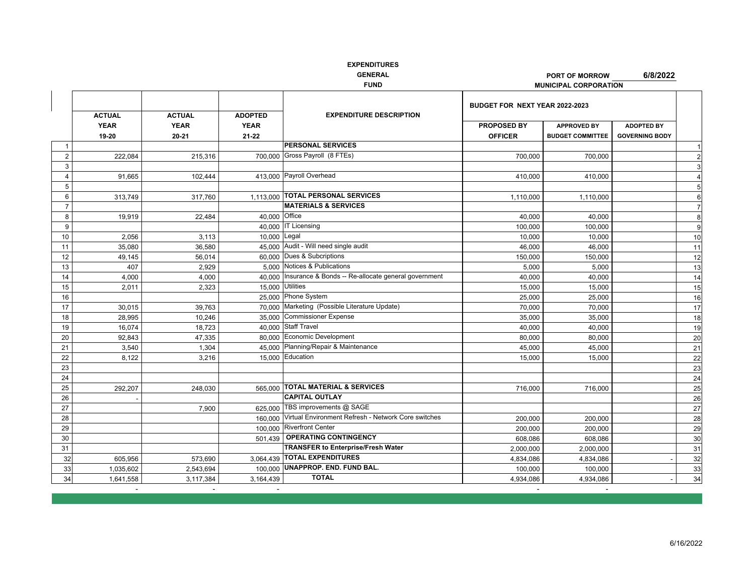**EXPENDITURES**

**GENERAL**

**FUND**

**PORT OF MORROW** **6/8/2022**

**MUNICIPAL CORPORATION**

| | ACTUAL YEAR 19-20 | ACTUAL YEAR 20-21 | ADOPTED YEAR 21-22 | EXPENDITURE DESCRIPTION | BUDGET FOR NEXT YEAR 2022-2023 PROPOSED BY OFFICER | APPROVED BY BUDGET COMMITTEE | ADOPTED BY GOVERNING BODY | |
|---|---|---|---|---|---|---|---|---|
| 1 | | | | **PERSONAL SERVICES** | | | | 1 |
| 2 | 222,084 | 215,316 | 700,000 | Gross Payroll (8 FTEs) | 700,000 | 700,000 | | 2 |
| 3 | | | | | | | | 3 |
| 4 | 91,665 | 102,444 | 413,000 | Payroll Overhead | 410,000 | 410,000 | | 4 |
| 5 | | | | | | | | 5 |
| 6 | 313,749 | 317,760 | 1,113,000 | **TOTAL PERSONAL SERVICES** | 1,110,000 | 1,110,000 | | 6 |
| 7 | | | | **MATERIALS & SERVICES** | | | | 7 |
| 8 | 19,919 | 22,484 | 40,000 | Office | 40,000 | 40,000 | | 8 |
| 9 | | | 40,000 | IT Licensing | 100,000 | 100,000 | | 9 |
| 10 | 2,056 | 3,113 | 10,000 | Legal | 10,000 | 10,000 | | 10 |
| 11 | 35,080 | 36,580 | 45,000 | Audit - Will need single audit | 46,000 | 46,000 | | 11 |
| 12 | 49,145 | 56,014 | 60,000 | Dues & Subcriptions | 150,000 | 150,000 | | 12 |
| 13 | 407 | 2,929 | 5,000 | Notices & Publications | 5,000 | 5,000 | | 13 |
| 14 | 4,000 | 4,000 | 40,000 | Insurance & Bonds -- Re-allocate general government | 40,000 | 40,000 | | 14 |
| 15 | 2,011 | 2,323 | 15,000 | Utilities | 15,000 | 15,000 | | 15 |
| 16 | | | 25,000 | Phone System | 25,000 | 25,000 | | 16 |
| 17 | 30,015 | 39,763 | 70,000 | Marketing (Possible Literature Update) | 70,000 | 70,000 | | 17 |
| 18 | 28,995 | 10,246 | 35,000 | Commissioner Expense | 35,000 | 35,000 | | 18 |
| 19 | 16,074 | 18,723 | 40,000 | Staff Travel | 40,000 | 40,000 | | 19 |
| 20 | 92,843 | 47,335 | 80,000 | Economic Development | 80,000 | 80,000 | | 20 |
| 21 | 3,540 | 1,304 | 45,000 | Planning/Repair & Maintenance | 45,000 | 45,000 | | 21 |
| 22 | 8,122 | 3,216 | 15,000 | Education | 15,000 | 15,000 | | 22 |
| 23 | | | | | | | | 23 |
| 24 | | | | | | | | 24 |
| 25 | 292,207 | 248,030 | 565,000 | **TOTAL MATERIAL & SERVICES** | 716,000 | 716,000 | | 25 |
| 26 | - | | | **CAPITAL OUTLAY** | | | | 26 |
| 27 | | 7,900 | 625,000 | TBS improvements @ SAGE | | | | 27 |
| 28 | | | 160,000 | Virtual Environment Refresh - Network Core switches | 200,000 | 200,000 | | 28 |
| 29 | | | 100,000 | Riverfront Center | 200,000 | 200,000 | | 29 |
| 30 | | | 501,439 | **OPERATING CONTINGENCY** | 608,086 | 608,086 | | 30 |
| 31 | | | | **TRANSFER to Enterprise/Fresh Water** | 2,000,000 | 2,000,000 | | 31 |
| 32 | 605,956 | 573,690 | 3,064,439 | **TOTAL EXPENDITURES** | 4,834,086 | 4,834,086 | - | 32 |
| 33 | 1,035,602 | 2,543,694 | 100,000 | **UNAPPROP. END. FUND BAL.** | 100,000 | 100,000 | | 33 |
| 34 | 1,641,558 | 3,117,384 | 3,164,439 | **TOTAL** | 4,934,086 | 4,934,086 | - | 34 |
| | - | - | - | | - | - | | |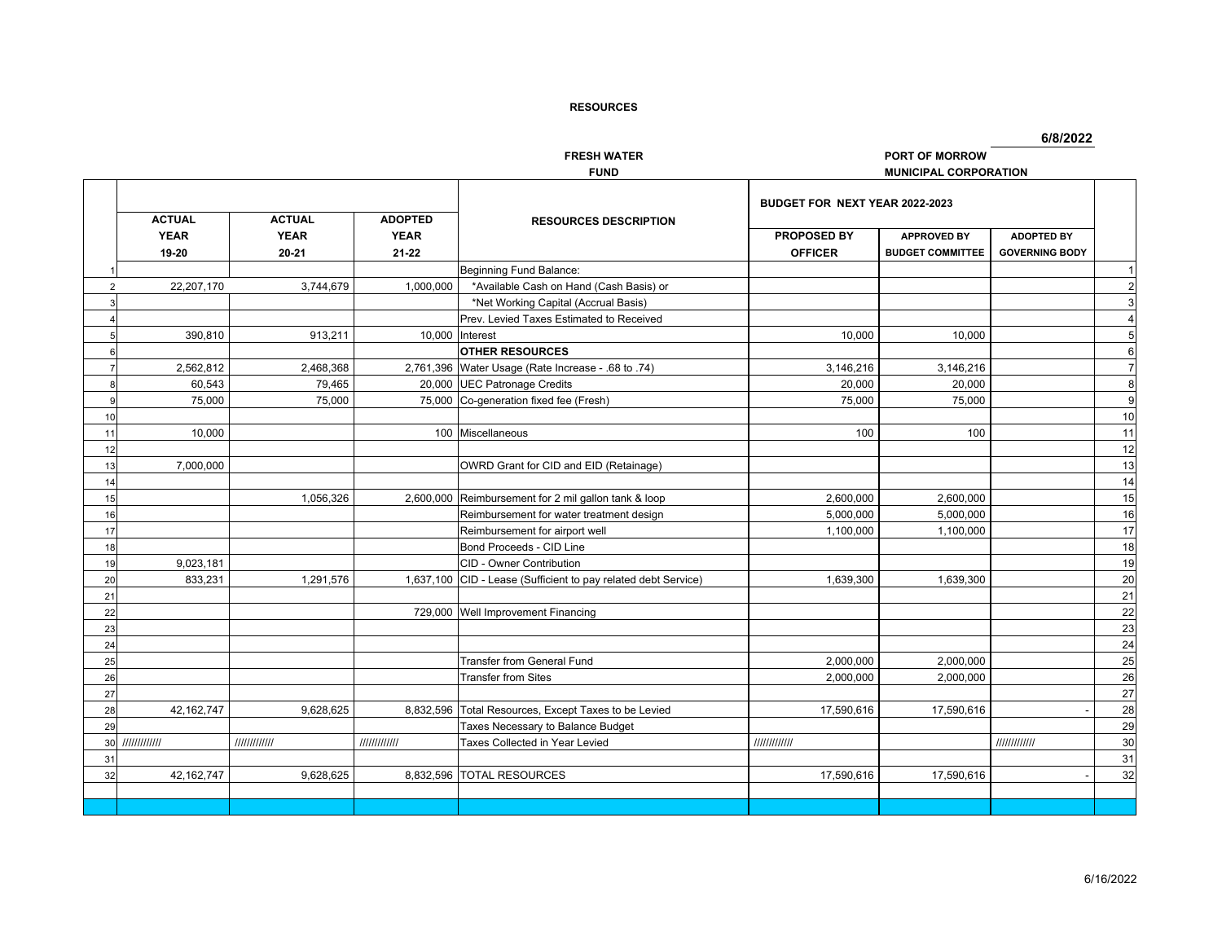**RESOURCES**

**6/8/2022**

**FRESH WATER FUND**

**PORT OF MORROW MUNICIPAL CORPORATION**

| | ACTUAL YEAR 19-20 | ACTUAL YEAR 20-21 | ADOPTED YEAR 21-22 | RESOURCES DESCRIPTION | BUDGET FOR NEXT YEAR 2022-2023 PROPOSED BY OFFICER | APPROVED BY BUDGET COMMITTEE | ADOPTED BY GOVERNING BODY | |
|---|---|---|---|---|---|---|---|---|
| 1 | | | | Beginning Fund Balance: | | | | 1 |
| 2 | 22,207,170 | 3,744,679 | 1,000,000 | *Available Cash on Hand (Cash Basis) or | | | | 2 |
| 3 | | | | *Net Working Capital (Accrual Basis) | | | | 3 |
| 4 | | | | Prev. Levied Taxes Estimated to Received | | | | 4 |
| 5 | 390,810 | 913,211 | 10,000 | Interest | 10,000 | 10,000 | | 5 |
| 6 | | | | **OTHER RESOURCES** | | | | 6 |
| 7 | 2,562,812 | 2,468,368 | 2,761,396 | Water Usage (Rate Increase - .68 to .74) | 3,146,216 | 3,146,216 | | 7 |
| 8 | 60,543 | 79,465 | 20,000 | UEC Patronage Credits | 20,000 | 20,000 | | 8 |
| 9 | 75,000 | 75,000 | 75,000 | Co-generation fixed fee (Fresh) | 75,000 | 75,000 | | 9 |
| 10 | | | | | | | | 10 |
| 11 | 10,000 | | 100 | Miscellaneous | 100 | 100 | | 11 |
| 12 | | | | | | | | 12 |
| 13 | 7,000,000 | | | OWRD Grant for CID and EID (Retainage) | | | | 13 |
| 14 | | | | | | | | 14 |
| 15 | | 1,056,326 | 2,600,000 | Reimbursement for 2 mil gallon tank & loop | 2,600,000 | 2,600,000 | | 15 |
| 16 | | | | Reimbursement for water treatment design | 5,000,000 | 5,000,000 | | 16 |
| 17 | | | | Reimbursement for airport well | 1,100,000 | 1,100,000 | | 17 |
| 18 | | | | Bond Proceeds - CID Line | | | | 18 |
| 19 | 9,023,181 | | | CID - Owner Contribution | | | | 19 |
| 20 | 833,231 | 1,291,576 | 1,637,100 | CID - Lease (Sufficient to pay related debt Service) | 1,639,300 | 1,639,300 | | 20 |
| 21 | | | | | | | | 21 |
| 22 | | | 729,000 | Well Improvement Financing | | | | 22 |
| 23 | | | | | | | | 23 |
| 24 | | | | | | | | 24 |
| 25 | | | | Transfer from General Fund | 2,000,000 | 2,000,000 | | 25 |
| 26 | | | | Transfer from Sites | 2,000,000 | 2,000,000 | | 26 |
| 27 | | | | | | | | 27 |
| 28 | 42,162,747 | 9,628,625 | 8,832,596 | Total Resources, Except Taxes to be Levied | 17,590,616 | 17,590,616 | - | 28 |
| 29 | | | | Taxes Necessary to Balance Budget | | | | 29 |
| 30 | //////////// | //////////// | //////////// | Taxes Collected in Year Levied | //////////// | | //////////// | 30 |
| 31 | | | | | | | | 31 |
| 32 | 42,162,747 | 9,628,625 | 8,832,596 | TOTAL RESOURCES | 17,590,616 | 17,590,616 | - | 32 |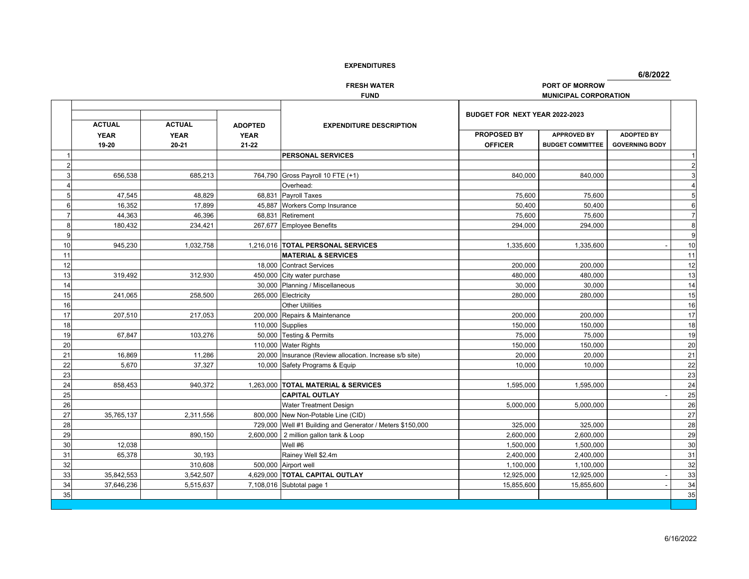**EXPENDITURES**

**6/8/2022**

**FRESH WATER FUND**

**PORT OF MORROW MUNICIPAL CORPORATION**

| | ACTUAL YEAR 19-20 | ACTUAL YEAR 20-21 | ADOPTED YEAR 21-22 | EXPENDITURE DESCRIPTION | BUDGET FOR NEXT YEAR 2022-2023 PROPOSED BY OFFICER | APPROVED BY BUDGET COMMITTEE | ADOPTED BY GOVERNING BODY | |
|---|---|---|---|---|---|---|---|---|
| 1 | | | | **PERSONAL SERVICES** | | | | 1 |
| 2 | | | | | | | | 2 |
| 3 | 656,538 | 685,213 | 764,790 | Gross Payroll 10 FTE (+1) | 840,000 | 840,000 | | 3 |
| 4 | | | | Overhead: | | | | 4 |
| 5 | 47,545 | 48,829 | 68,831 | Payroll Taxes | 75,600 | 75,600 | | 5 |
| 6 | 16,352 | 17,899 | 45,887 | Workers Comp Insurance | 50,400 | 50,400 | | 6 |
| 7 | 44,363 | 46,396 | 68,831 | Retirement | 75,600 | 75,600 | | 7 |
| 8 | 180,432 | 234,421 | 267,677 | Employee Benefits | 294,000 | 294,000 | | 8 |
| 9 | | | | | | | | 9 |
| 10 | 945,230 | 1,032,758 | 1,216,016 | **TOTAL PERSONAL SERVICES** | 1,335,600 | 1,335,600 | - | 10 |
| 11 | | | | **MATERIAL & SERVICES** | | | | 11 |
| 12 | | | 18,000 | Contract Services | 200,000 | 200,000 | | 12 |
| 13 | 319,492 | 312,930 | 450,000 | City water purchase | 480,000 | 480,000 | | 13 |
| 14 | | | 30,000 | Planning / Miscellaneous | 30,000 | 30,000 | | 14 |
| 15 | 241,065 | 258,500 | 265,000 | Electricity | 280,000 | 280,000 | | 15 |
| 16 | | | | Other Utilities | | | | 16 |
| 17 | 207,510 | 217,053 | 200,000 | Repairs & Maintenance | 200,000 | 200,000 | | 17 |
| 18 | | | 110,000 | Supplies | 150,000 | 150,000 | | 18 |
| 19 | 67,847 | 103,276 | 50,000 | Testing & Permits | 75,000 | 75,000 | | 19 |
| 20 | | | 110,000 | Water Rights | 150,000 | 150,000 | | 20 |
| 21 | 16,869 | 11,286 | 20,000 | Insurance (Review allocation. Increase s/b site) | 20,000 | 20,000 | | 21 |
| 22 | 5,670 | 37,327 | 10,000 | Safety Programs & Equip | 10,000 | 10,000 | | 22 |
| 23 | | | | | | | | 23 |
| 24 | 858,453 | 940,372 | 1,263,000 | **TOTAL MATERIAL & SERVICES** | 1,595,000 | 1,595,000 | | 24 |
| 25 | | | | **CAPITAL OUTLAY** | | | - | 25 |
| 26 | | | | Water Treatment Design | 5,000,000 | 5,000,000 | | 26 |
| 27 | 35,765,137 | 2,311,556 | 800,000 | New Non-Potable Line (CID) | | | | 27 |
| 28 | | | 729,000 | Well #1 Building and Generator / Meters $150,000 | 325,000 | 325,000 | | 28 |
| 29 | | 890,150 | 2,600,000 | 2 million gallon tank & Loop | 2,600,000 | 2,600,000 | | 29 |
| 30 | 12,038 | | | Well #6 | 1,500,000 | 1,500,000 | | 30 |
| 31 | 65,378 | 30,193 | | Rainey Well $2.4m | 2,400,000 | 2,400,000 | | 31 |
| 32 | | 310,608 | 500,000 | Airport well | 1,100,000 | 1,100,000 | | 32 |
| 33 | 35,842,553 | 3,542,507 | 4,629,000 | **TOTAL CAPITAL OUTLAY** | 12,925,000 | 12,925,000 | - | 33 |
| 34 | 37,646,236 | 5,515,637 | 7,108,016 | Subtotal page 1 | 15,855,600 | 15,855,600 | - | 34 |
| 35 | | | | | | | | 35 |

6/16/2022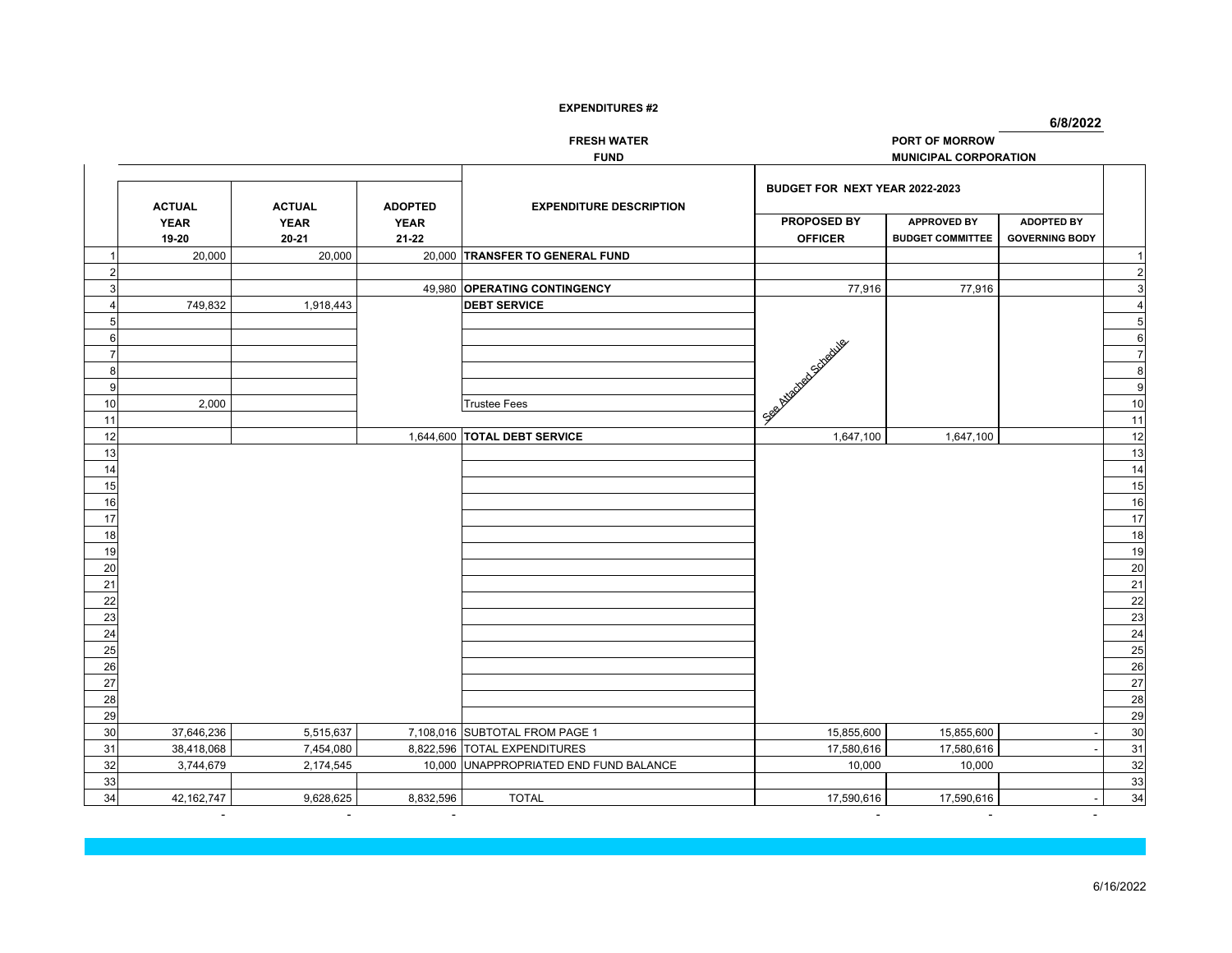**EXPENDITURES #2**

**6/8/2022**

**FRESH WATER FUND**

**PORT OF MORROW MUNICIPAL CORPORATION**

| | ACTUAL YEAR 19-20 | ACTUAL YEAR 20-21 | ADOPTED YEAR 21-22 | EXPENDITURE DESCRIPTION | BUDGET FOR NEXT YEAR 2022-2023 PROPOSED BY OFFICER | APPROVED BY BUDGET COMMITTEE | ADOPTED BY GOVERNING BODY | |
|---|---|---|---|---|---|---|---|---|
| 1 | 20,000 | 20,000 | 20,000 | **TRANSFER TO GENERAL FUND** | | | | 1 |
| 2 | | | | | | | | 2 |
| 3 | | | 49,980 | **OPERATING CONTINGENCY** | 77,916 | 77,916 | | 3 |
| 4 | 749,832 | 1,918,443 | | **DEBT SERVICE** | See Attached Schedule | | | 4 |
| 5 | | | | | | | | 5 |
| 6 | | | | | | | | 6 |
| 7 | | | | | | | | 7 |
| 8 | | | | | | | | 8 |
| 9 | | | | | | | | 9 |
| 10 | 2,000 | | | Trustee Fees | | | | 10 |
| 11 | | | | | | | | 11 |
| 12 | | | 1,644,600 | **TOTAL DEBT SERVICE** | 1,647,100 | 1,647,100 | | 12 |
| 13 | | | | | | | | 13 |
| 14 | | | | | | | | 14 |
| 15 | | | | | | | | 15 |
| 16 | | | | | | | | 16 |
| 17 | | | | | | | | 17 |
| 18 | | | | | | | | 18 |
| 19 | | | | | | | | 19 |
| 20 | | | | | | | | 20 |
| 21 | | | | | | | | 21 |
| 22 | | | | | | | | 22 |
| 23 | | | | | | | | 23 |
| 24 | | | | | | | | 24 |
| 25 | | | | | | | | 25 |
| 26 | | | | | | | | 26 |
| 27 | | | | | | | | 27 |
| 28 | | | | | | | | 28 |
| 29 | | | | | | | | 29 |
| 30 | 37,646,236 | 5,515,637 | 7,108,016 | SUBTOTAL FROM PAGE 1 | 15,855,600 | 15,855,600 | - | 30 |
| 31 | 38,418,068 | 7,454,080 | 8,822,596 | TOTAL EXPENDITURES | 17,580,616 | 17,580,616 | - | 31 |
| 32 | 3,744,679 | 2,174,545 | 10,000 | UNAPPROPRIATED END FUND BALANCE | 10,000 | 10,000 | | 32 |
| 33 | | | | | | | | 33 |
| 34 | 42,162,747 | 9,628,625 | 8,832,596 | TOTAL | 17,590,616 | 17,590,616 | - | 34 |
| | - | - | - | | - | - | - | |

6/16/2022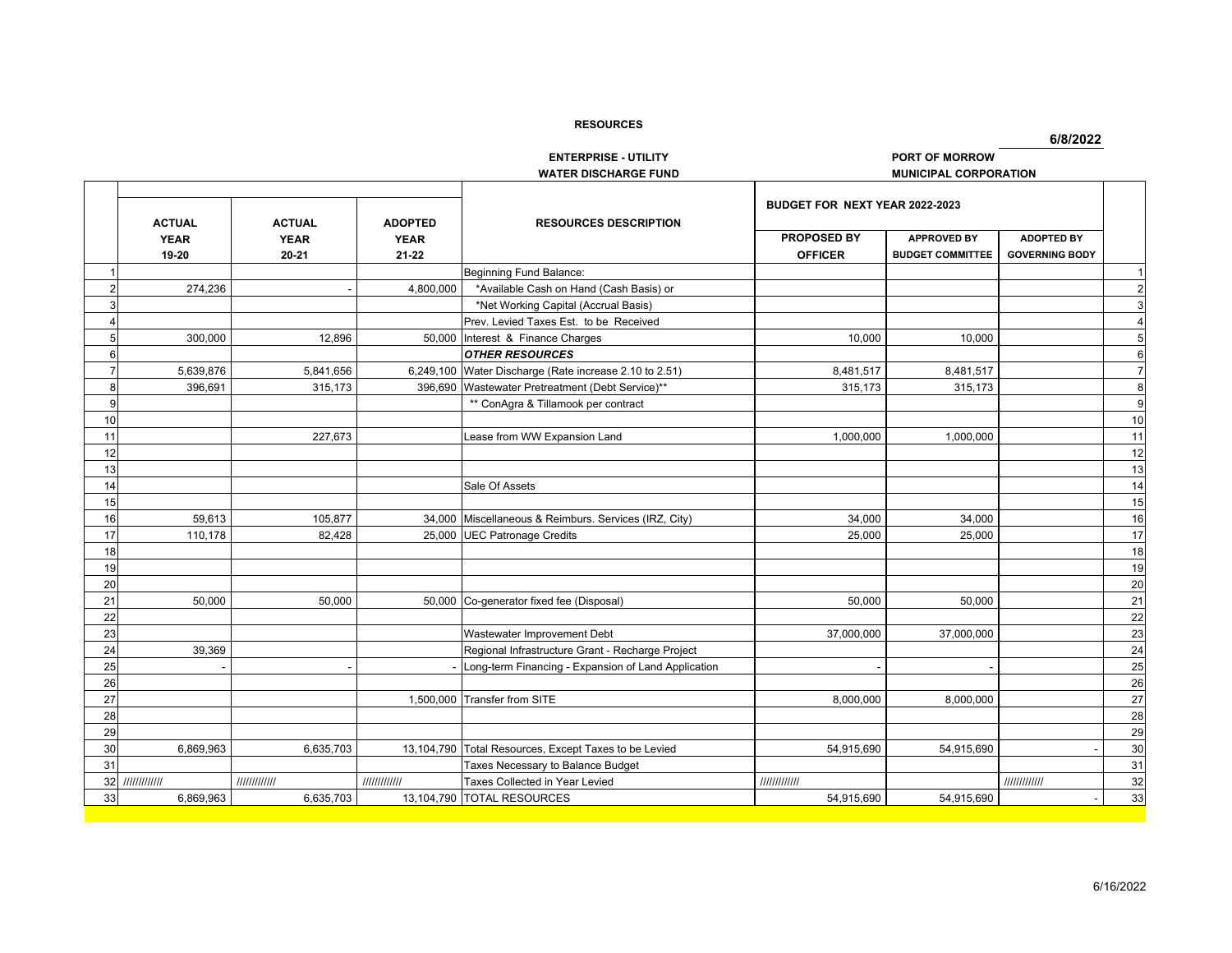**RESOURCES**

**6/8/2022**

**ENTERPRISE - UTILITY**
**WATER DISCHARGE FUND**

**PORT OF MORROW**
**MUNICIPAL CORPORATION**

| | ACTUAL YEAR 19-20 | ACTUAL YEAR 20-21 | ADOPTED YEAR 21-22 | RESOURCES DESCRIPTION | BUDGET FOR NEXT YEAR 2022-2023 PROPOSED BY OFFICER | APPROVED BY BUDGET COMMITTEE | ADOPTED BY GOVERNING BODY | |
|---|---|---|---|---|---|---|---|---|
| 1 | | | | Beginning Fund Balance: | | | | 1 |
| 2 | 274,236 | - | 4,800,000 | *Available Cash on Hand (Cash Basis) or | | | | 2 |
| 3 | | | | *Net Working Capital (Accrual Basis) | | | | 3 |
| 4 | | | | Prev. Levied Taxes Est. to be Received | | | | 4 |
| 5 | 300,000 | 12,896 | 50,000 | Interest & Finance Charges | 10,000 | 10,000 | | 5 |
| 6 | | | | ***OTHER RESOURCES*** | | | | 6 |
| 7 | 5,639,876 | 5,841,656 | 6,249,100 | Water Discharge (Rate increase 2.10 to 2.51) | 8,481,517 | 8,481,517 | | 7 |
| 8 | 396,691 | 315,173 | 396,690 | Wastewater Pretreatment (Debt Service)** | 315,173 | 315,173 | | 8 |
| 9 | | | | ** ConAgra & Tillamook per contract | | | | 9 |
| 10 | | | | | | | | 10 |
| 11 | | 227,673 | | Lease from WW Expansion Land | 1,000,000 | 1,000,000 | | 11 |
| 12 | | | | | | | | 12 |
| 13 | | | | | | | | 13 |
| 14 | | | | Sale Of Assets | | | | 14 |
| 15 | | | | | | | | 15 |
| 16 | 59,613 | 105,877 | 34,000 | Miscellaneous & Reimburs. Services (IRZ, City) | 34,000 | 34,000 | | 16 |
| 17 | 110,178 | 82,428 | 25,000 | UEC Patronage Credits | 25,000 | 25,000 | | 17 |
| 18 | | | | | | | | 18 |
| 19 | | | | | | | | 19 |
| 20 | | | | | | | | 20 |
| 21 | 50,000 | 50,000 | 50,000 | Co-generator fixed fee (Disposal) | 50,000 | 50,000 | | 21 |
| 22 | | | | | | | | 22 |
| 23 | | | | Wastewater Improvement Debt | 37,000,000 | 37,000,000 | | 23 |
| 24 | 39,369 | | | Regional Infrastructure Grant - Recharge Project | | | | 24 |
| 25 | - | - | - | Long-term Financing - Expansion of Land Application | - | - | | 25 |
| 26 | | | | | | | | 26 |
| 27 | | | 1,500,000 | Transfer from SITE | 8,000,000 | 8,000,000 | | 27 |
| 28 | | | | | | | | 28 |
| 29 | | | | | | | | 29 |
| 30 | 6,869,963 | 6,635,703 | 13,104,790 | Total Resources, Except Taxes to be Levied | 54,915,690 | 54,915,690 | - | 30 |
| 31 | | | | Taxes Necessary to Balance Budget | | | | 31 |
| 32 | //////////// | //////////// | //////////// | Taxes Collected in Year Levied | //////////// | | //////////// | 32 |
| 33 | 6,869,963 | 6,635,703 | 13,104,790 | TOTAL RESOURCES | 54,915,690 | 54,915,690 | - | 33 |

6/16/2022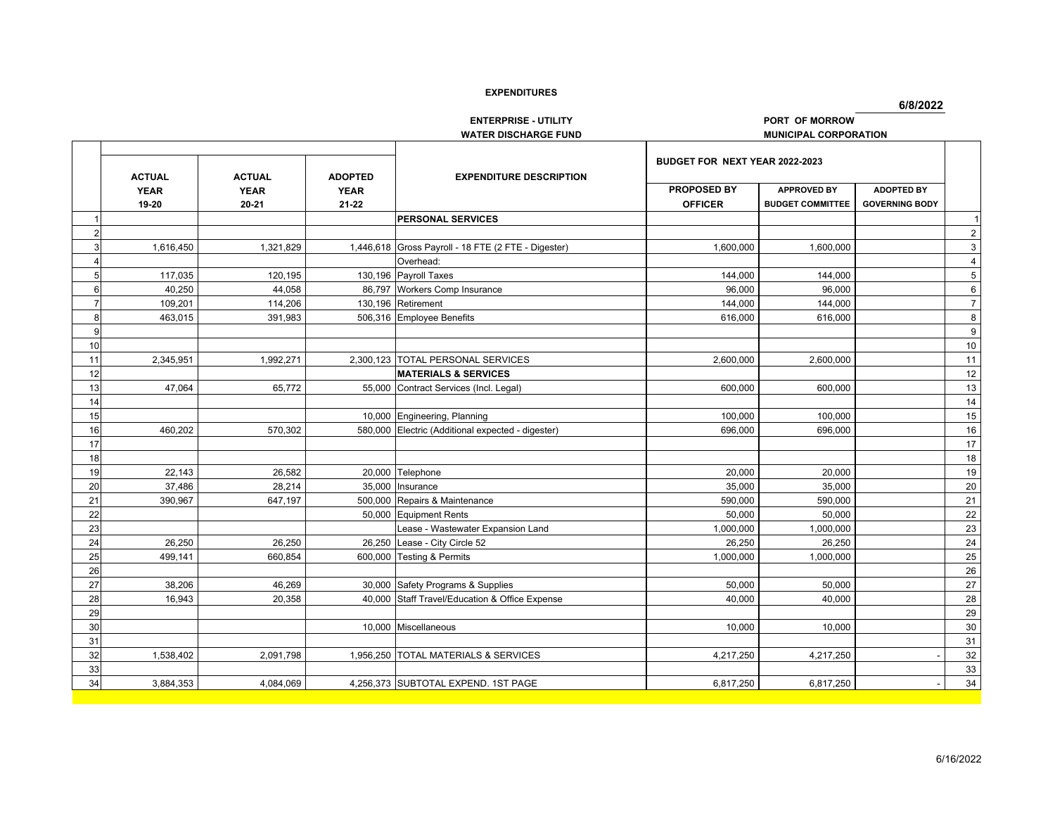**EXPENDITURES**

**6/8/2022**

**ENTERPRISE - UTILITY**
**WATER DISCHARGE FUND**

**PORT OF MORROW**
**MUNICIPAL CORPORATION**

| | ACTUAL YEAR 19-20 | ACTUAL YEAR 20-21 | ADOPTED YEAR 21-22 | EXPENDITURE DESCRIPTION | BUDGET FOR NEXT YEAR 2022-2023 PROPOSED BY OFFICER | APPROVED BY BUDGET COMMITTEE | ADOPTED BY GOVERNING BODY | |
|---|---|---|---|---|---|---|---|---|
| 1 | | | | **PERSONAL SERVICES** | | | | 1 |
| 2 | | | | | | | | 2 |
| 3 | 1,616,450 | 1,321,829 | 1,446,618 | Gross Payroll - 18 FTE (2 FTE - Digester) | 1,600,000 | 1,600,000 | | 3 |
| 4 | | | | Overhead: | | | | 4 |
| 5 | 117,035 | 120,195 | 130,196 | Payroll Taxes | 144,000 | 144,000 | | 5 |
| 6 | 40,250 | 44,058 | 86,797 | Workers Comp Insurance | 96,000 | 96,000 | | 6 |
| 7 | 109,201 | 114,206 | 130,196 | Retirement | 144,000 | 144,000 | | 7 |
| 8 | 463,015 | 391,983 | 506,316 | Employee Benefits | 616,000 | 616,000 | | 8 |
| 9 | | | | | | | | 9 |
| 10 | | | | | | | | 10 |
| 11 | 2,345,951 | 1,992,271 | 2,300,123 | TOTAL PERSONAL SERVICES | 2,600,000 | 2,600,000 | | 11 |
| 12 | | | | **MATERIALS & SERVICES** | | | | 12 |
| 13 | 47,064 | 65,772 | 55,000 | Contract Services (Incl. Legal) | 600,000 | 600,000 | | 13 |
| 14 | | | | | | | | 14 |
| 15 | | | 10,000 | Engineering, Planning | 100,000 | 100,000 | | 15 |
| 16 | 460,202 | 570,302 | 580,000 | Electric (Additional expected - digester) | 696,000 | 696,000 | | 16 |
| 17 | | | | | | | | 17 |
| 18 | | | | | | | | 18 |
| 19 | 22,143 | 26,582 | 20,000 | Telephone | 20,000 | 20,000 | | 19 |
| 20 | 37,486 | 28,214 | 35,000 | Insurance | 35,000 | 35,000 | | 20 |
| 21 | 390,967 | 647,197 | 500,000 | Repairs & Maintenance | 590,000 | 590,000 | | 21 |
| 22 | | | 50,000 | Equipment Rents | 50,000 | 50,000 | | 22 |
| 23 | | | | Lease - Wastewater Expansion Land | 1,000,000 | 1,000,000 | | 23 |
| 24 | 26,250 | 26,250 | 26,250 | Lease - City Circle 52 | 26,250 | 26,250 | | 24 |
| 25 | 499,141 | 660,854 | 600,000 | Testing & Permits | 1,000,000 | 1,000,000 | | 25 |
| 26 | | | | | | | | 26 |
| 27 | 38,206 | 46,269 | 30,000 | Safety Programs & Supplies | 50,000 | 50,000 | | 27 |
| 28 | 16,943 | 20,358 | 40,000 | Staff Travel/Education & Office Expense | 40,000 | 40,000 | | 28 |
| 29 | | | | | | | | 29 |
| 30 | | | 10,000 | Miscellaneous | 10,000 | 10,000 | | 30 |
| 31 | | | | | | | | 31 |
| 32 | 1,538,402 | 2,091,798 | 1,956,250 | TOTAL MATERIALS & SERVICES | 4,217,250 | 4,217,250 | - | 32 |
| 33 | | | | | | | | 33 |
| 34 | 3,884,353 | 4,084,069 | 4,256,373 | SUBTOTAL EXPEND. 1ST PAGE | 6,817,250 | 6,817,250 | - | 34 |

6/16/2022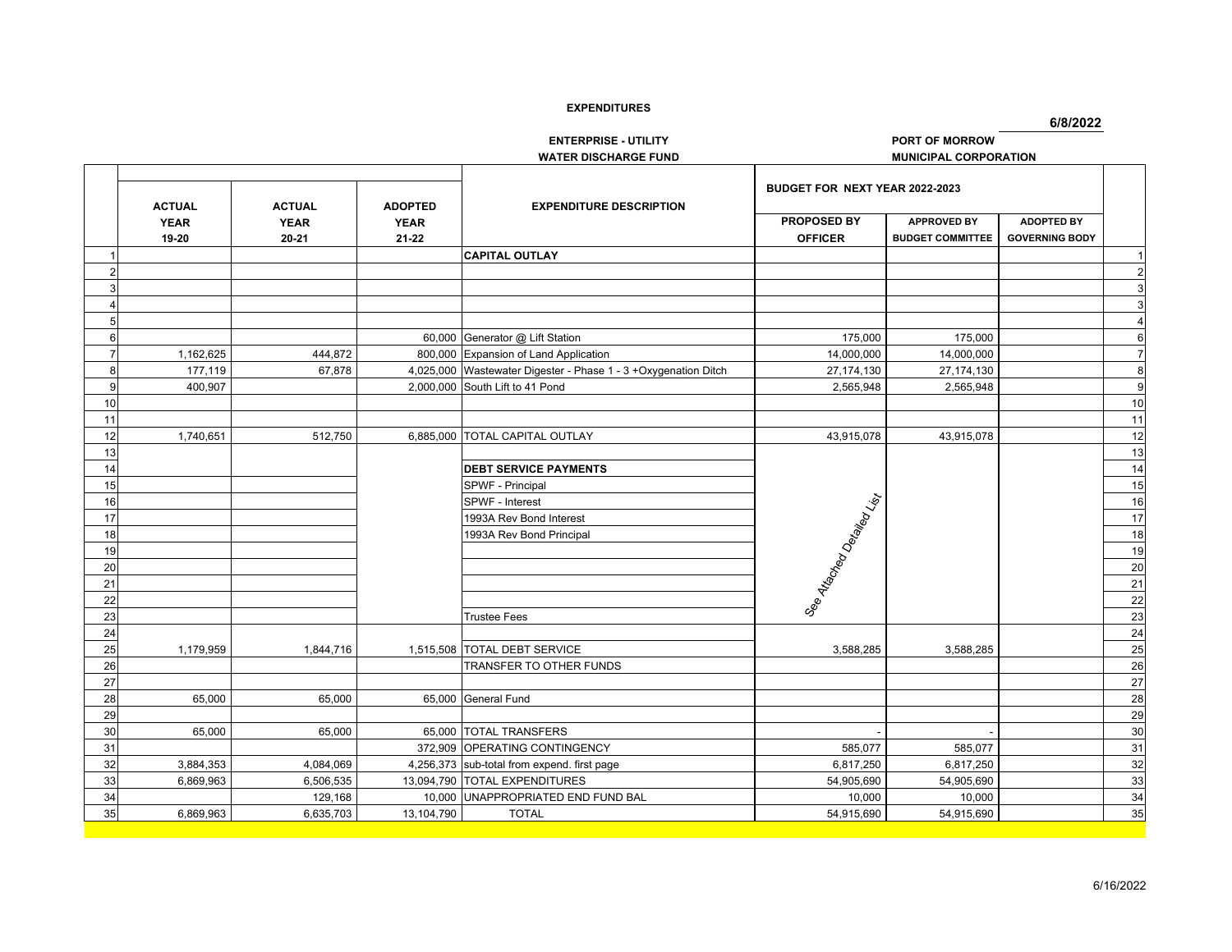**EXPENDITURES**

**6/8/2022**

**ENTERPRISE - UTILITY**
**WATER DISCHARGE FUND**

**PORT OF MORROW**
**MUNICIPAL CORPORATION**

| | ACTUAL YEAR 19-20 | ACTUAL YEAR 20-21 | ADOPTED YEAR 21-22 | EXPENDITURE DESCRIPTION | BUDGET FOR NEXT YEAR 2022-2023 PROPOSED BY OFFICER | APPROVED BY BUDGET COMMITTEE | ADOPTED BY GOVERNING BODY | |
|---|---|---|---|---|---|---|---|---|
| 1 | | | | **CAPITAL OUTLAY** | | | | 1 |
| 2 | | | | | | | | 2 |
| 3 | | | | | | | | 3 |
| 4 | | | | | | | | 3 |
| 5 | | | | | | | | 4 |
| 6 | | | 60,000 | Generator @ Lift Station | 175,000 | 175,000 | | 6 |
| 7 | 1,162,625 | 444,872 | 800,000 | Expansion of Land Application | 14,000,000 | 14,000,000 | | 7 |
| 8 | 177,119 | 67,878 | 4,025,000 | Wastewater Digester - Phase 1 - 3 +Oxygenation Ditch | 27,174,130 | 27,174,130 | | 8 |
| 9 | 400,907 | | 2,000,000 | South Lift to 41 Pond | 2,565,948 | 2,565,948 | | 9 |
| 10 | | | | | | | | 10 |
| 11 | | | | | | | | 11 |
| 12 | 1,740,651 | 512,750 | 6,885,000 | TOTAL CAPITAL OUTLAY | 43,915,078 | 43,915,078 | | 12 |
| 13 | | | | | | | | 13 |
| 14 | | | | **DEBT SERVICE PAYMENTS** | | | | 14 |
| 15 | | | | SPWF - Principal | | | | 15 |
| 16 | | | | SPWF - Interest | See Attached Detailed List | | | 16 |
| 17 | | | | 1993A Rev Bond Interest | | | | 17 |
| 18 | | | | 1993A Rev Bond Principal | | | | 18 |
| 19 | | | | | | | | 19 |
| 20 | | | | | | | | 20 |
| 21 | | | | | | | | 21 |
| 22 | | | | | | | | 22 |
| 23 | | | | Trustee Fees | | | | 23 |
| 24 | | | | | | | | 24 |
| 25 | 1,179,959 | 1,844,716 | 1,515,508 | TOTAL DEBT SERVICE | 3,588,285 | 3,588,285 | | 25 |
| 26 | | | | TRANSFER TO OTHER FUNDS | | | | 26 |
| 27 | | | | | | | | 27 |
| 28 | 65,000 | 65,000 | 65,000 | General Fund | | | | 28 |
| 29 | | | | | | | | 29 |
| 30 | 65,000 | 65,000 | 65,000 | TOTAL TRANSFERS | - | - | | 30 |
| 31 | | | 372,909 | OPERATING CONTINGENCY | 585,077 | 585,077 | | 31 |
| 32 | 3,884,353 | 4,084,069 | 4,256,373 | sub-total from expend. first page | 6,817,250 | 6,817,250 | | 32 |
| 33 | 6,869,963 | 6,506,535 | 13,094,790 | TOTAL EXPENDITURES | 54,905,690 | 54,905,690 | | 33 |
| 34 | | 129,168 | 10,000 | UNAPPROPRIATED END FUND BAL | 10,000 | 10,000 | | 34 |
| 35 | 6,869,963 | 6,635,703 | 13,104,790 | TOTAL | 54,915,690 | 54,915,690 | | 35 |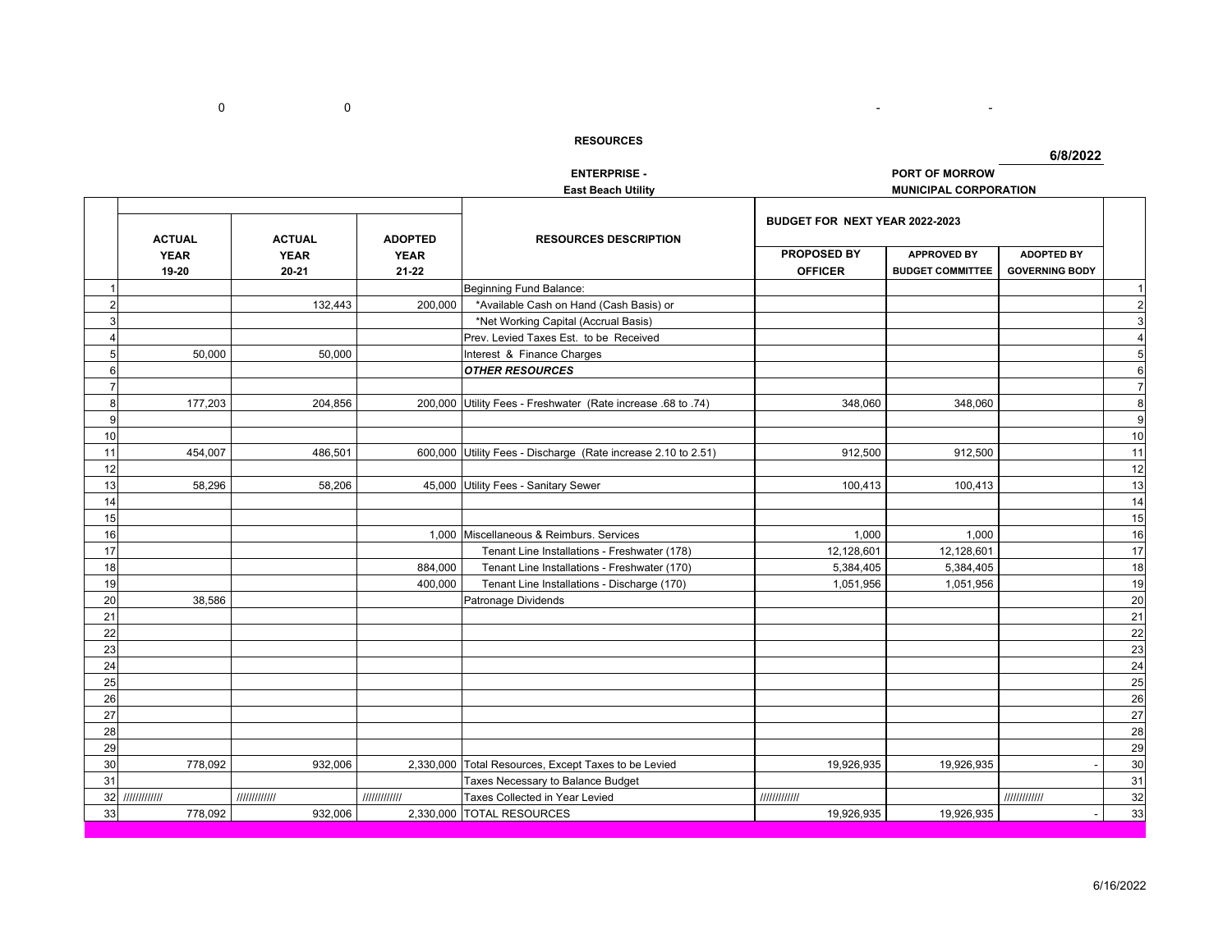0 0 - -

**RESOURCES**

**6/8/2022**

**ENTERPRISE -**
**East Beach Utility**

**PORT OF MORROW**
**MUNICIPAL CORPORATION**

| | ACTUAL YEAR 19-20 | ACTUAL YEAR 20-21 | ADOPTED YEAR 21-22 | RESOURCES DESCRIPTION | BUDGET FOR NEXT YEAR 2022-2023 PROPOSED BY OFFICER | APPROVED BY BUDGET COMMITTEE | ADOPTED BY GOVERNING BODY | |
|---|---|---|---|---|---|---|---|---|
| 1 | | | | Beginning Fund Balance: | | | | 1 |
| 2 | | 132,443 | 200,000 | *Available Cash on Hand (Cash Basis) or | | | | 2 |
| 3 | | | | *Net Working Capital (Accrual Basis) | | | | 3 |
| 4 | | | | Prev. Levied Taxes Est. to be Received | | | | 4 |
| 5 | 50,000 | 50,000 | | Interest & Finance Charges | | | | 5 |
| 6 | | | | ***OTHER RESOURCES*** | | | | 6 |
| 7 | | | | | | | | 7 |
| 8 | 177,203 | 204,856 | 200,000 | Utility Fees - Freshwater (Rate increase .68 to .74) | 348,060 | 348,060 | | 8 |
| 9 | | | | | | | | 9 |
| 10 | | | | | | | | 10 |
| 11 | 454,007 | 486,501 | 600,000 | Utility Fees - Discharge (Rate increase 2.10 to 2.51) | 912,500 | 912,500 | | 11 |
| 12 | | | | | | | | 12 |
| 13 | 58,296 | 58,206 | 45,000 | Utility Fees - Sanitary Sewer | 100,413 | 100,413 | | 13 |
| 14 | | | | | | | | 14 |
| 15 | | | | | | | | 15 |
| 16 | | | 1,000 | Miscellaneous & Reimburs. Services | 1,000 | 1,000 | | 16 |
| 17 | | | | Tenant Line Installations - Freshwater (178) | 12,128,601 | 12,128,601 | | 17 |
| 18 | | | 884,000 | Tenant Line Installations - Freshwater (170) | 5,384,405 | 5,384,405 | | 18 |
| 19 | | | 400,000 | Tenant Line Installations - Discharge (170) | 1,051,956 | 1,051,956 | | 19 |
| 20 | 38,586 | | | Patronage Dividends | | | | 20 |
| 21 | | | | | | | | 21 |
| 22 | | | | | | | | 22 |
| 23 | | | | | | | | 23 |
| 24 | | | | | | | | 24 |
| 25 | | | | | | | | 25 |
| 26 | | | | | | | | 26 |
| 27 | | | | | | | | 27 |
| 28 | | | | | | | | 28 |
| 29 | | | | | | | | 29 |
| 30 | 778,092 | 932,006 | 2,330,000 | Total Resources, Except Taxes to be Levied | 19,926,935 | 19,926,935 | - | 30 |
| 31 | | | | Taxes Necessary to Balance Budget | | | | 31 |
| 32 | ############ | ############ | ############ | Taxes Collected in Year Levied | ############ | | ############ | 32 |
| 33 | 778,092 | 932,006 | 2,330,000 | TOTAL RESOURCES | 19,926,935 | 19,926,935 | - | 33 |

6/16/2022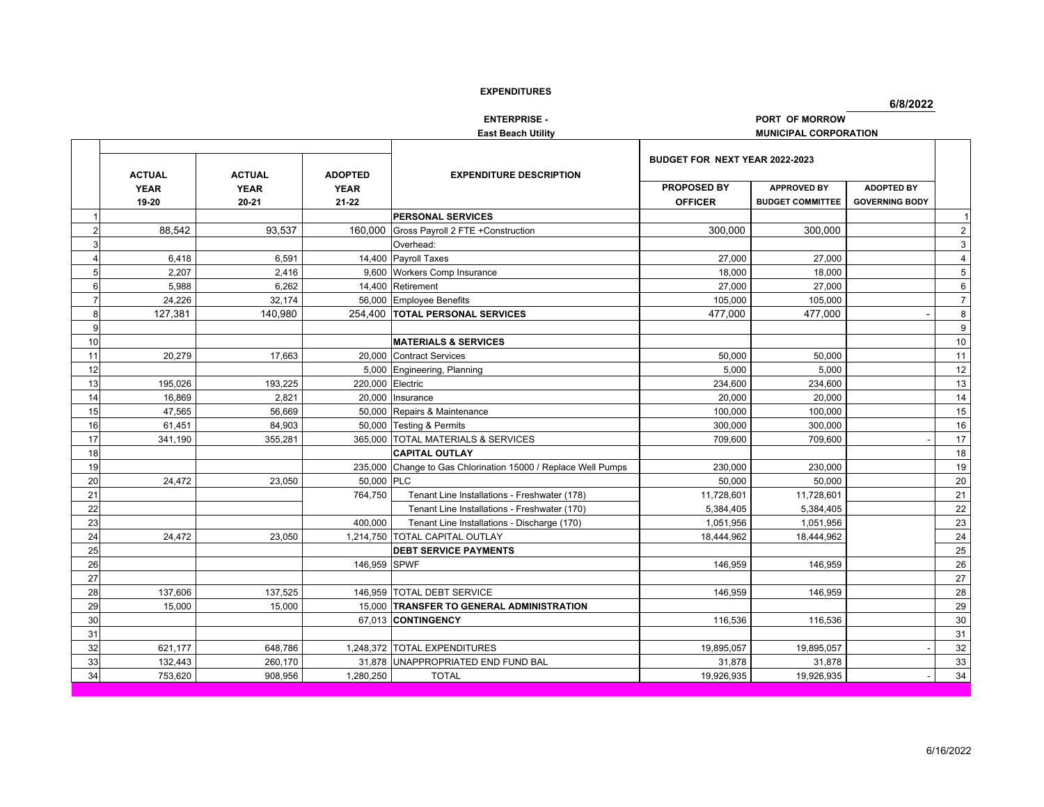**EXPENDITURES**

**6/8/2022**

**ENTERPRISE -**
**East Beach Utility**

**PORT OF MORROW**
**MUNICIPAL CORPORATION**

| | ACTUAL YEAR 19-20 | ACTUAL YEAR 20-21 | ADOPTED YEAR 21-22 | EXPENDITURE DESCRIPTION | BUDGET FOR NEXT YEAR 2022-2023 PROPOSED BY OFFICER | APPROVED BY BUDGET COMMITTEE | ADOPTED BY GOVERNING BODY | |
|---|---|---|---|---|---|---|---|---|
| 1 | | | | **PERSONAL SERVICES** | | | | 1 |
| 2 | 88,542 | 93,537 | 160,000 | Gross Payroll 2 FTE +Construction | 300,000 | 300,000 | | 2 |
| 3 | | | | Overhead: | | | | 3 |
| 4 | 6,418 | 6,591 | 14,400 | Payroll Taxes | 27,000 | 27,000 | | 4 |
| 5 | 2,207 | 2,416 | 9,600 | Workers Comp Insurance | 18,000 | 18,000 | | 5 |
| 6 | 5,988 | 6,262 | 14,400 | Retirement | 27,000 | 27,000 | | 6 |
| 7 | 24,226 | 32,174 | 56,000 | Employee Benefits | 105,000 | 105,000 | | 7 |
| 8 | 127,381 | 140,980 | 254,400 | **TOTAL PERSONAL SERVICES** | 477,000 | 477,000 | - | 8 |
| 9 | | | | | | | | 9 |
| 10 | | | | **MATERIALS & SERVICES** | | | | 10 |
| 11 | 20,279 | 17,663 | 20,000 | Contract Services | 50,000 | 50,000 | | 11 |
| 12 | | | 5,000 | Engineering, Planning | 5,000 | 5,000 | | 12 |
| 13 | 195,026 | 193,225 | 220,000 | Electric | 234,600 | 234,600 | | 13 |
| 14 | 16,869 | 2,821 | 20,000 | Insurance | 20,000 | 20,000 | | 14 |
| 15 | 47,565 | 56,669 | 50,000 | Repairs & Maintenance | 100,000 | 100,000 | | 15 |
| 16 | 61,451 | 84,903 | 50,000 | Testing & Permits | 300,000 | 300,000 | | 16 |
| 17 | 341,190 | 355,281 | 365,000 | TOTAL MATERIALS & SERVICES | 709,600 | 709,600 | - | 17 |
| 18 | | | | **CAPITAL OUTLAY** | | | | 18 |
| 19 | | | 235,000 | Change to Gas Chlorination 15000 / Replace Well Pumps | 230,000 | 230,000 | | 19 |
| 20 | 24,472 | 23,050 | 50,000 | PLC | 50,000 | 50,000 | | 20 |
| 21 | | | 764,750 | Tenant Line Installations - Freshwater (178) | 11,728,601 | 11,728,601 | | 21 |
| 22 | | | | Tenant Line Installations - Freshwater (170) | 5,384,405 | 5,384,405 | | 22 |
| 23 | | | 400,000 | Tenant Line Installations - Discharge (170) | 1,051,956 | 1,051,956 | | 23 |
| 24 | 24,472 | 23,050 | 1,214,750 | TOTAL CAPITAL OUTLAY | 18,444,962 | 18,444,962 | | 24 |
| 25 | | | | **DEBT SERVICE PAYMENTS** | | | | 25 |
| 26 | | | 146,959 | SPWF | 146,959 | 146,959 | | 26 |
| 27 | | | | | | | | 27 |
| 28 | 137,606 | 137,525 | 146,959 | TOTAL DEBT SERVICE | 146,959 | 146,959 | | 28 |
| 29 | 15,000 | 15,000 | 15,000 | **TRANSFER TO GENERAL ADMINISTRATION** | | | | 29 |
| 30 | | | 67,013 | **CONTINGENCY** | 116,536 | 116,536 | | 30 |
| 31 | | | | | | | | 31 |
| 32 | 621,177 | 648,786 | 1,248,372 | TOTAL EXPENDITURES | 19,895,057 | 19,895,057 | - | 32 |
| 33 | 132,443 | 260,170 | 31,878 | UNAPPROPRIATED END FUND BAL | 31,878 | 31,878 | | 33 |
| 34 | 753,620 | 908,956 | 1,280,250 | TOTAL | 19,926,935 | 19,926,935 | - | 34 |

6/16/2022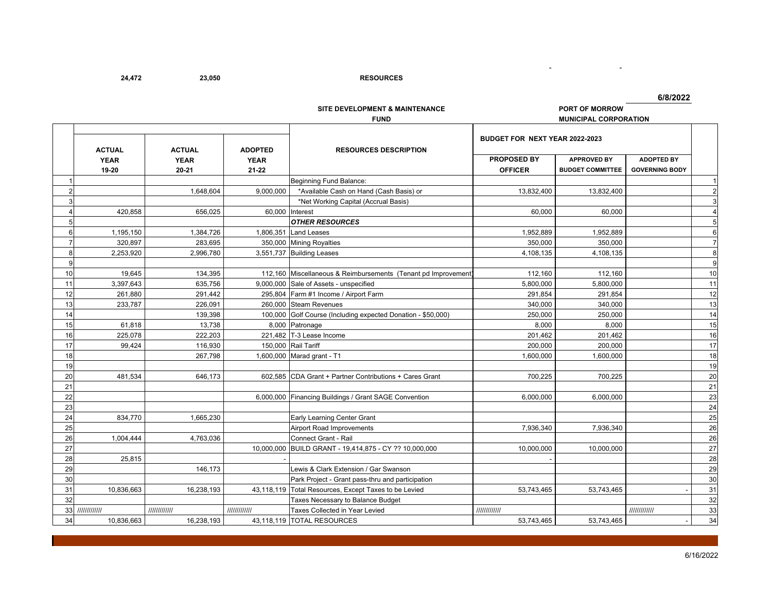24,472 23,050 **RESOURCES**

- -

6/8/2022

**SITE DEVELOPMENT & MAINTENANCE FUND**

**PORT OF MORROW MUNICIPAL CORPORATION**

| | ACTUAL YEAR 19-20 | ACTUAL YEAR 20-21 | ADOPTED YEAR 21-22 | RESOURCES DESCRIPTION | BUDGET FOR NEXT YEAR 2022-2023 PROPOSED BY OFFICER | APPROVED BY BUDGET COMMITTEE | ADOPTED BY GOVERNING BODY | |
|---|---|---|---|---|---|---|---|---|
| 1 | | | | Beginning Fund Balance: | | | | 1 |
| 2 | | 1,648,604 | 9,000,000 | *Available Cash on Hand (Cash Basis) or | 13,832,400 | 13,832,400 | | 2 |
| 3 | | | | *Net Working Capital (Accrual Basis) | | | | 3 |
| 4 | 420,858 | 656,025 | 60,000 | Interest | 60,000 | 60,000 | | 4 |
| 5 | | | | ***OTHER RESOURCES*** | | | | 5 |
| 6 | 1,195,150 | 1,384,726 | 1,806,351 | Land Leases | 1,952,889 | 1,952,889 | | 6 |
| 7 | 320,897 | 283,695 | 350,000 | Mining Royalties | 350,000 | 350,000 | | 7 |
| 8 | 2,253,920 | 2,996,780 | 3,551,737 | Building Leases | 4,108,135 | 4,108,135 | | 8 |
| 9 | | | | | | | | 9 |
| 10 | 19,645 | 134,395 | 112,160 | Miscellaneous & Reimbursements (Tenant pd Improvement) | 112,160 | 112,160 | | 10 |
| 11 | 3,397,643 | 635,756 | 9,000,000 | Sale of Assets - unspecified | 5,800,000 | 5,800,000 | | 11 |
| 12 | 261,880 | 291,442 | 295,804 | Farm #1 Income / Airport Farm | 291,854 | 291,854 | | 12 |
| 13 | 233,787 | 226,091 | 260,000 | Steam Revenues | 340,000 | 340,000 | | 13 |
| 14 | | 139,398 | 100,000 | Golf Course (Including expected Donation - $50,000) | 250,000 | 250,000 | | 14 |
| 15 | 61,818 | 13,738 | 8,000 | Patronage | 8,000 | 8,000 | | 15 |
| 16 | 225,078 | 222,203 | 221,482 | T-3 Lease Income | 201,462 | 201,462 | | 16 |
| 17 | 99,424 | 116,930 | 150,000 | Rail Tariff | 200,000 | 200,000 | | 17 |
| 18 | | 267,798 | 1,600,000 | Marad grant - T1 | 1,600,000 | 1,600,000 | | 18 |
| 19 | | | | | | | | 19 |
| 20 | 481,534 | 646,173 | 602,585 | CDA Grant + Partner Contributions + Cares Grant | 700,225 | 700,225 | | 20 |
| 21 | | | | | | | | 21 |
| 22 | | | 6,000,000 | Financing Buildings / Grant SAGE Convention | 6,000,000 | 6,000,000 | | 23 |
| 23 | | | | | | | | 24 |
| 24 | 834,770 | 1,665,230 | | Early Learning Center Grant | | | | 25 |
| 25 | | | | Airport Road Improvements | 7,936,340 | 7,936,340 | | 26 |
| 26 | 1,004,444 | 4,763,036 | | Connect Grant - Rail | | | | 26 |
| 27 | | | 10,000,000 | BUILD GRANT - 19,414,875 - CY ?? 10,000,000 | 10,000,000 | 10,000,000 | | 27 |
| 28 | 25,815 | | - | | - | | | 28 |
| 29 | | 146,173 | | Lewis & Clark Extension / Gar Swanson | | | | 29 |
| 30 | | | | Park Project - Grant pass-thru and participation | | | | 30 |
| 31 | 10,836,663 | 16,238,193 | 43,118,119 | Total Resources, Except Taxes to be Levied | 53,743,465 | 53,743,465 | - | 31 |
| 32 | | | | Taxes Necessary to Balance Budget | | | | 32 |
| 33 | ///////////// | //////////// | //////////// | Taxes Collected in Year Levied | //////////// | | //////////// | 33 |
| 34 | 10,836,663 | 16,238,193 | 43,118,119 | TOTAL RESOURCES | 53,743,465 | 53,743,465 | - | 34 |

6/16/2022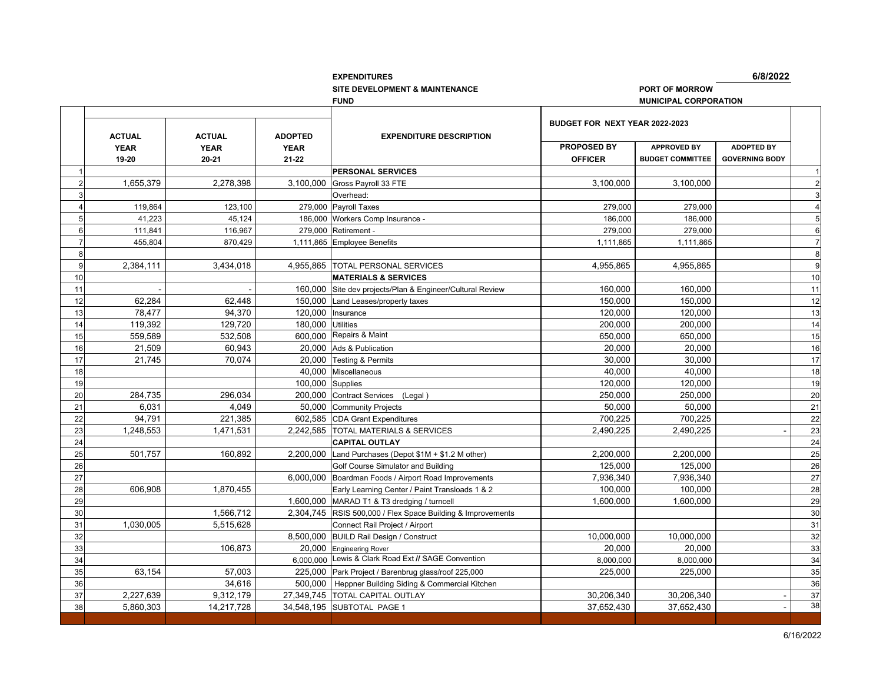**EXPENDITURES**
**SITE DEVELOPMENT & MAINTENANCE FUND**

**6/8/2022**

**PORT OF MORROW**
**MUNICIPAL CORPORATION**

| | ACTUAL YEAR 19-20 | ACTUAL YEAR 20-21 | ADOPTED YEAR 21-22 | EXPENDITURE DESCRIPTION | BUDGET FOR NEXT YEAR 2022-2023 | | | |
|---|---|---|---|---|---|---|---|---|
| | | | | | PROPOSED BY OFFICER | APPROVED BY BUDGET COMMITTEE | ADOPTED BY GOVERNING BODY | |
| 1 | | | | **PERSONAL SERVICES** | | | | 1 |
| 2 | 1,655,379 | 2,278,398 | 3,100,000 | Gross Payroll 33 FTE | 3,100,000 | 3,100,000 | | 2 |
| 3 | | | | Overhead: | | | | 3 |
| 4 | 119,864 | 123,100 | 279,000 | Payroll Taxes | 279,000 | 279,000 | | 4 |
| 5 | 41,223 | 45,124 | 186,000 | Workers Comp Insurance - | 186,000 | 186,000 | | 5 |
| 6 | 111,841 | 116,967 | 279,000 | Retirement - | 279,000 | 279,000 | | 6 |
| 7 | 455,804 | 870,429 | 1,111,865 | Employee Benefits | 1,111,865 | 1,111,865 | | 7 |
| 8 | | | | | | | | 8 |
| 9 | 2,384,111 | 3,434,018 | 4,955,865 | TOTAL PERSONAL SERVICES | 4,955,865 | 4,955,865 | | 9 |
| 10 | | | | **MATERIALS & SERVICES** | | | | 10 |
| 11 | - | - | 160,000 | Site dev projects/Plan & Engineer/Cultural Review | 160,000 | 160,000 | | 11 |
| 12 | 62,284 | 62,448 | 150,000 | Land Leases/property taxes | 150,000 | 150,000 | | 12 |
| 13 | 78,477 | 94,370 | 120,000 | Insurance | 120,000 | 120,000 | | 13 |
| 14 | 119,392 | 129,720 | 180,000 | Utilities | 200,000 | 200,000 | | 14 |
| 15 | 559,589 | 532,508 | 600,000 | Repairs & Maint | 650,000 | 650,000 | | 15 |
| 16 | 21,509 | 60,943 | 20,000 | Ads & Publication | 20,000 | 20,000 | | 16 |
| 17 | 21,745 | 70,074 | 20,000 | Testing & Permits | 30,000 | 30,000 | | 17 |
| 18 | | | 40,000 | Miscellaneous | 40,000 | 40,000 | | 18 |
| 19 | | | 100,000 | Supplies | 120,000 | 120,000 | | 19 |
| 20 | 284,735 | 296,034 | 200,000 | Contract Services (Legal) | 250,000 | 250,000 | | 20 |
| 21 | 6,031 | 4,049 | 50,000 | Community Projects | 50,000 | 50,000 | | 21 |
| 22 | 94,791 | 221,385 | 602,585 | CDA Grant Expenditures | 700,225 | 700,225 | | 22 |
| 23 | 1,248,553 | 1,471,531 | 2,242,585 | TOTAL MATERIALS & SERVICES | 2,490,225 | 2,490,225 | - | 23 |
| 24 | | | | **CAPITAL OUTLAY** | | | | 24 |
| 25 | 501,757 | 160,892 | 2,200,000 | Land Purchases (Depot $1M + $1.2 M other) | 2,200,000 | 2,200,000 | | 25 |
| 26 | | | | Golf Course Simulator and Building | 125,000 | 125,000 | | 26 |
| 27 | | | 6,000,000 | Boardman Foods / Airport Road Improvements | 7,936,340 | 7,936,340 | | 27 |
| 28 | 606,908 | 1,870,455 | | Early Learning Center / Paint Transloads 1 & 2 | 100,000 | 100,000 | | 28 |
| 29 | | | 1,600,000 | MARAD T1 & T3 dredging / turncell | 1,600,000 | 1,600,000 | | 29 |
| 30 | | 1,566,712 | 2,304,745 | RSIS 500,000 / Flex Space Building & Improvements | | | | 30 |
| 31 | 1,030,005 | 5,515,628 | | Connect Rail Project / Airport | | | | 31 |
| 32 | | | 8,500,000 | BUILD Rail Design / Construct | 10,000,000 | 10,000,000 | | 32 |
| 33 | | 106,873 | 20,000 | Engineering Rover | 20,000 | 20,000 | | 33 |
| 34 | | | 6,000,000 | Lewis & Clark Road Ext // SAGE Convention | 8,000,000 | 8,000,000 | | 34 |
| 35 | 63,154 | 57,003 | 225,000 | Park Project / Barenbrug glass/roof 225,000 | 225,000 | 225,000 | | 35 |
| 36 | | 34,616 | 500,000 | Heppner Building Siding & Commercial Kitchen | | | | 36 |
| 37 | 2,227,639 | 9,312,179 | 27,349,745 | TOTAL CAPITAL OUTLAY | 30,206,340 | 30,206,340 | - | 37 |
| 38 | 5,860,303 | 14,217,728 | 34,548,195 | SUBTOTAL PAGE 1 | 37,652,430 | 37,652,430 | - | 38 |

6/16/2022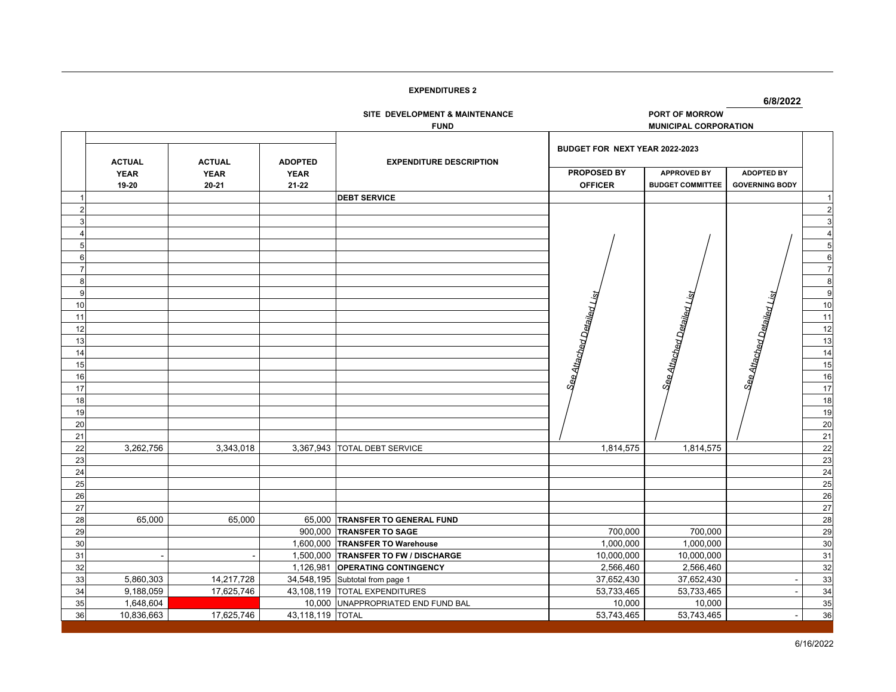**EXPENDITURES 2**

6/8/2022

**SITE DEVELOPMENT & MAINTENANCE FUND**

**PORT OF MORROW**
**MUNICIPAL CORPORATION**

| | ACTUAL YEAR 19-20 | ACTUAL YEAR 20-21 | ADOPTED YEAR 21-22 | EXPENDITURE DESCRIPTION | BUDGET FOR NEXT YEAR 2022-2023 PROPOSED BY OFFICER | APPROVED BY BUDGET COMMITTEE | ADOPTED BY GOVERNING BODY | |
|---|---|---|---|---|---|---|---|---|
| 1 | | | | **DEBT SERVICE** | | | | 1 |
| 2 | | | | | *See Attached Detailed List* | *See Attached Detailed List* | *See Attached Detailed List* | 2 |
| 3 | | | | | | | | 3 |
| 4 | | | | | | | | 4 |
| 5 | | | | | | | | 5 |
| 6 | | | | | | | | 6 |
| 7 | | | | | | | | 7 |
| 8 | | | | | | | | 8 |
| 9 | | | | | | | | 9 |
| 10 | | | | | | | | 10 |
| 11 | | | | | | | | 11 |
| 12 | | | | | | | | 12 |
| 13 | | | | | | | | 13 |
| 14 | | | | | | | | 14 |
| 15 | | | | | | | | 15 |
| 16 | | | | | | | | 16 |
| 17 | | | | | | | | 17 |
| 18 | | | | | | | | 18 |
| 19 | | | | | | | | 19 |
| 20 | | | | | | | | 20 |
| 21 | | | | | | | | 21 |
| 22 | 3,262,756 | 3,343,018 | 3,367,943 | TOTAL DEBT SERVICE | 1,814,575 | 1,814,575 | | 22 |
| 23 | | | | | | | | 23 |
| 24 | | | | | | | | 24 |
| 25 | | | | | | | | 25 |
| 26 | | | | | | | | 26 |
| 27 | | | | | | | | 27 |
| 28 | 65,000 | 65,000 | 65,000 | **TRANSFER TO GENERAL FUND** | | | | 28 |
| 29 | | | 900,000 | **TRANSFER TO SAGE** | 700,000 | 700,000 | | 29 |
| 30 | | | 1,600,000 | **TRANSFER TO Warehouse** | 1,000,000 | 1,000,000 | | 30 |
| 31 | - | - | 1,500,000 | **TRANSFER TO FW / DISCHARGE** | 10,000,000 | 10,000,000 | | 31 |
| 32 | | | 1,126,981 | **OPERATING CONTINGENCY** | 2,566,460 | 2,566,460 | | 32 |
| 33 | 5,860,303 | 14,217,728 | 34,548,195 | Subtotal from page 1 | 37,652,430 | 37,652,430 | - | 33 |
| 34 | 9,188,059 | 17,625,746 | 43,108,119 | TOTAL EXPENDITURES | 53,733,465 | 53,733,465 | - | 34 |
| 35 | 1,648,604 | | 10,000 | UNAPPROPRIATED END FUND BAL | 10,000 | 10,000 | | 35 |
| 36 | 10,836,663 | 17,625,746 | 43,118,119 | TOTAL | 53,743,465 | 53,743,465 | - | 36 |

6/16/2022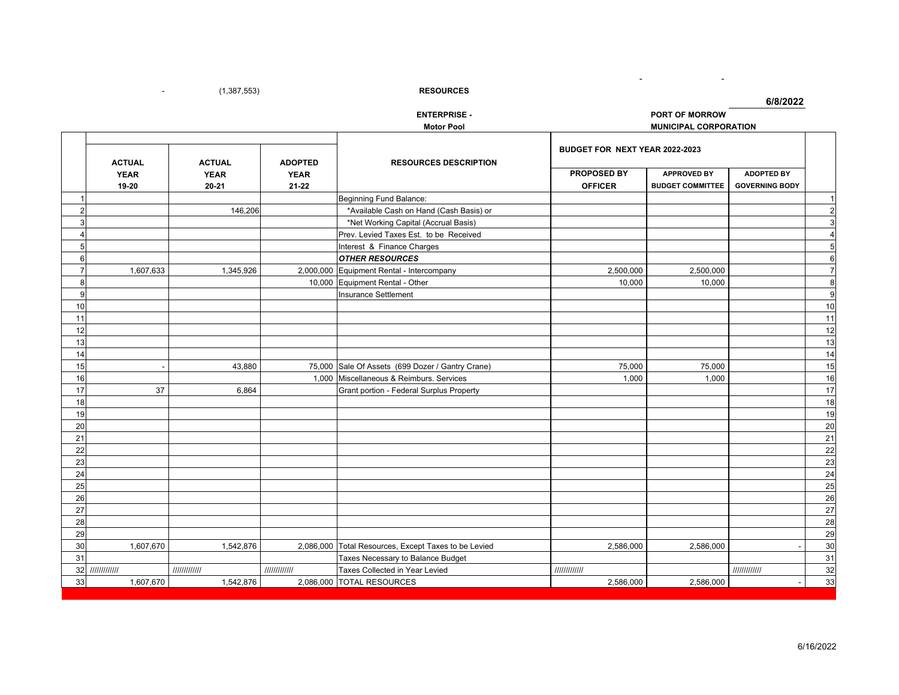- (1,387,553)

**RESOURCES**

**6/8/2022**

**ENTERPRISE - Motor Pool**

**PORT OF MORROW MUNICIPAL CORPORATION**

| | ACTUAL YEAR 19-20 | ACTUAL YEAR 20-21 | ADOPTED YEAR 21-22 | RESOURCES DESCRIPTION | BUDGET FOR NEXT YEAR 2022-2023 | | | |
|---|---|---|---|---|---|---|---|---|
| | | | | | PROPOSED BY OFFICER | APPROVED BY BUDGET COMMITTEE | ADOPTED BY GOVERNING BODY | |
| 1 | | | | Beginning Fund Balance: | | | | 1 |
| 2 | | 146,206 | | *Available Cash on Hand (Cash Basis) or | | | | 2 |
| 3 | | | | *Net Working Capital (Accrual Basis) | | | | 3 |
| 4 | | | | Prev. Levied Taxes Est. to be Received | | | | 4 |
| 5 | | | | Interest & Finance Charges | | | | 5 |
| 6 | | | | ***OTHER RESOURCES*** | | | | 6 |
| 7 | 1,607,633 | 1,345,926 | 2,000,000 | Equipment Rental - Intercompany | 2,500,000 | 2,500,000 | | 7 |
| 8 | | | 10,000 | Equipment Rental - Other | 10,000 | 10,000 | | 8 |
| 9 | | | | Insurance Settlement | | | | 9 |
| 10 | | | | | | | | 10 |
| 11 | | | | | | | | 11 |
| 12 | | | | | | | | 12 |
| 13 | | | | | | | | 13 |
| 14 | | | | | | | | 14 |
| 15 | - | 43,880 | 75,000 | Sale Of Assets (699 Dozer / Gantry Crane) | 75,000 | 75,000 | | 15 |
| 16 | | | 1,000 | Miscellaneous & Reimburs. Services | 1,000 | 1,000 | | 16 |
| 17 | 37 | 6,864 | | Grant portion - Federal Surplus Property | | | | 17 |
| 18 | | | | | | | | 18 |
| 19 | | | | | | | | 19 |
| 20 | | | | | | | | 20 |
| 21 | | | | | | | | 21 |
| 22 | | | | | | | | 22 |
| 23 | | | | | | | | 23 |
| 24 | | | | | | | | 24 |
| 25 | | | | | | | | 25 |
| 26 | | | | | | | | 26 |
| 27 | | | | | | | | 27 |
| 28 | | | | | | | | 28 |
| 29 | | | | | | | | 29 |
| 30 | 1,607,670 | 1,542,876 | 2,086,000 | Total Resources, Except Taxes to be Levied | 2,586,000 | 2,586,000 | - | 30 |
| 31 | | | | Taxes Necessary to Balance Budget | | | | 31 |
| 32 | //////////// | //////////// | //////////// | Taxes Collected in Year Levied | //////////// | | //////////// | 32 |
| 33 | 1,607,670 | 1,542,876 | 2,086,000 | TOTAL RESOURCES | 2,586,000 | 2,586,000 | - | 33 |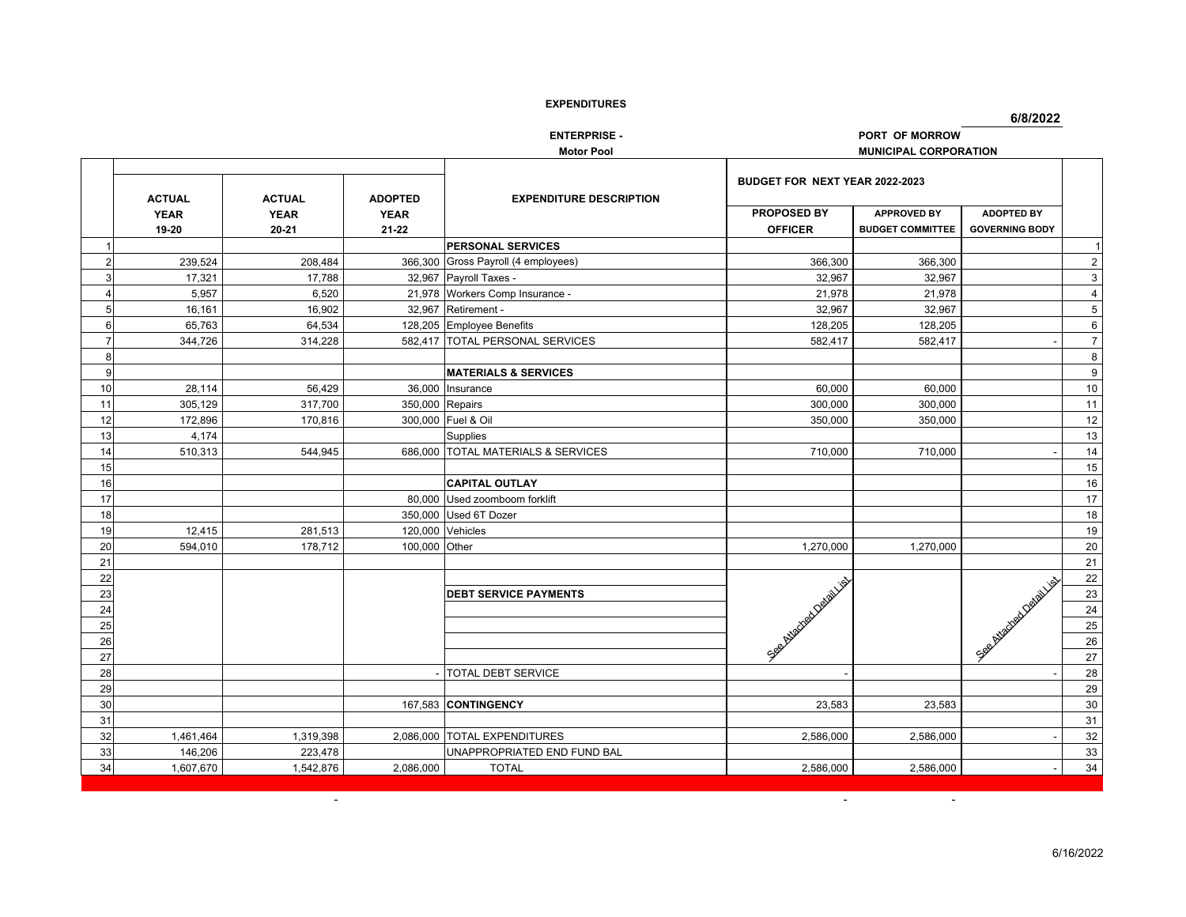**EXPENDITURES**

**6/8/2022**

**ENTERPRISE -** **Motor Pool**

**PORT OF MORROW** **MUNICIPAL CORPORATION**

| | ACTUAL YEAR 19-20 | ACTUAL YEAR 20-21 | ADOPTED YEAR 21-22 | EXPENDITURE DESCRIPTION | BUDGET FOR NEXT YEAR 2022-2023 PROPOSED BY OFFICER | APPROVED BY BUDGET COMMITTEE | ADOPTED BY GOVERNING BODY | |
|---|---|---|---|---|---|---|---|---|
| 1 | | | | **PERSONAL SERVICES** | | | | 1 |
| 2 | 239,524 | 208,484 | 366,300 | Gross Payroll (4 employees) | 366,300 | 366,300 | | 2 |
| 3 | 17,321 | 17,788 | 32,967 | Payroll Taxes - | 32,967 | 32,967 | | 3 |
| 4 | 5,957 | 6,520 | 21,978 | Workers Comp Insurance - | 21,978 | 21,978 | | 4 |
| 5 | 16,161 | 16,902 | 32,967 | Retirement - | 32,967 | 32,967 | | 5 |
| 6 | 65,763 | 64,534 | 128,205 | Employee Benefits | 128,205 | 128,205 | | 6 |
| 7 | 344,726 | 314,228 | 582,417 | TOTAL PERSONAL SERVICES | 582,417 | 582,417 | - | 7 |
| 8 | | | | | | | | 8 |
| 9 | | | | **MATERIALS & SERVICES** | | | | 9 |
| 10 | 28,114 | 56,429 | 36,000 | Insurance | 60,000 | 60,000 | | 10 |
| 11 | 305,129 | 317,700 | 350,000 | Repairs | 300,000 | 300,000 | | 11 |
| 12 | 172,896 | 170,816 | 300,000 | Fuel & Oil | 350,000 | 350,000 | | 12 |
| 13 | 4,174 | | | Supplies | | | | 13 |
| 14 | 510,313 | 544,945 | 686,000 | TOTAL MATERIALS & SERVICES | 710,000 | 710,000 | - | 14 |
| 15 | | | | | | | | 15 |
| 16 | | | | **CAPITAL OUTLAY** | | | | 16 |
| 17 | | | 80,000 | Used zoomboom forklift | | | | 17 |
| 18 | | | 350,000 | Used 6T Dozer | | | | 18 |
| 19 | 12,415 | 281,513 | 120,000 | Vehicles | | | | 19 |
| 20 | 594,010 | 178,712 | 100,000 | Other | 1,270,000 | 1,270,000 | | 20 |
| 21 | | | | | | | | 21 |
| 22 | | | | | See Attached Detail List | | See Attached Detail List | 22 |
| 23 | | | | **DEBT SERVICE PAYMENTS** | | | | 23 |
| 24 | | | | | | | | 24 |
| 25 | | | | | | | | 25 |
| 26 | | | | | | | | 26 |
| 27 | | | | | | | | 27 |
| 28 | | | - | TOTAL DEBT SERVICE | - | | - | 28 |
| 29 | | | | | | | | 29 |
| 30 | | | 167,583 | **CONTINGENCY** | 23,583 | 23,583 | | 30 |
| 31 | | | | | | | | 31 |
| 32 | 1,461,464 | 1,319,398 | 2,086,000 | TOTAL EXPENDITURES | 2,586,000 | 2,586,000 | - | 32 |
| 33 | 146,206 | 223,478 | | UNAPPROPRIATED END FUND BAL | | | | 33 |
| 34 | 1,607,670 | 1,542,876 | 2,086,000 | TOTAL | 2,586,000 | 2,586,000 | - | 34 |

6/16/2022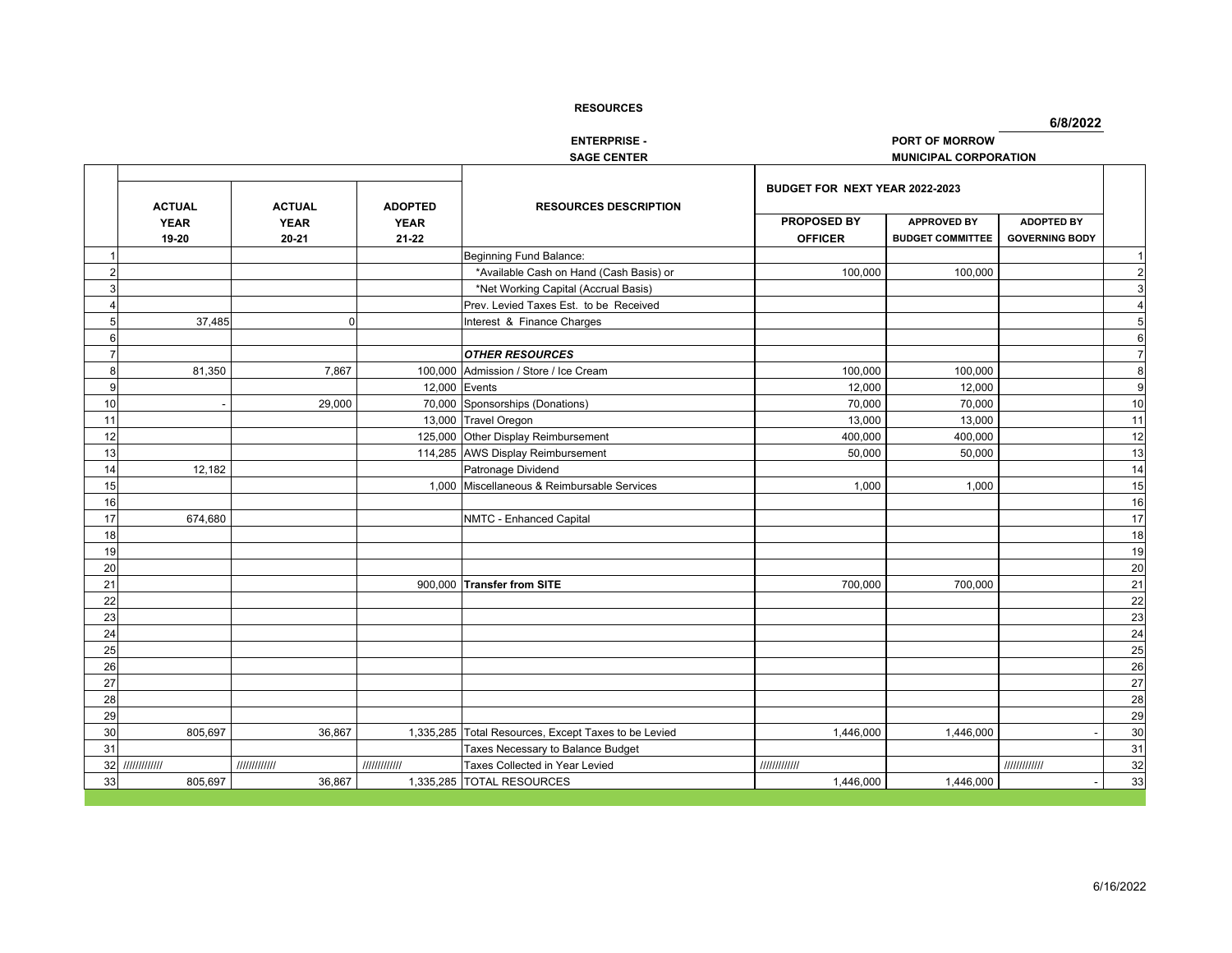**RESOURCES**

**6/8/2022**

**ENTERPRISE -**
**SAGE CENTER**

**PORT OF MORROW**
**MUNICIPAL CORPORATION**

| | ACTUAL YEAR 19-20 | ACTUAL YEAR 20-21 | ADOPTED YEAR 21-22 | RESOURCES DESCRIPTION | BUDGET FOR NEXT YEAR 2022-2023 PROPOSED BY OFFICER | APPROVED BY BUDGET COMMITTEE | ADOPTED BY GOVERNING BODY | |
|---|---|---|---|---|---|---|---|---|
| 1 | | | | Beginning Fund Balance: | | | | 1 |
| 2 | | | | *Available Cash on Hand (Cash Basis) or | 100,000 | 100,000 | | 2 |
| 3 | | | | *Net Working Capital (Accrual Basis) | | | | 3 |
| 4 | | | | Prev. Levied Taxes Est. to be Received | | | | 4 |
| 5 | 37,485 | 0 | | Interest & Finance Charges | | | | 5 |
| 6 | | | | | | | | 6 |
| 7 | | | | ***OTHER RESOURCES*** | | | | 7 |
| 8 | 81,350 | 7,867 | 100,000 | Admission / Store / Ice Cream | 100,000 | 100,000 | | 8 |
| 9 | | | 12,000 | Events | 12,000 | 12,000 | | 9 |
| 10 | - | 29,000 | 70,000 | Sponsorships (Donations) | 70,000 | 70,000 | | 10 |
| 11 | | | 13,000 | Travel Oregon | 13,000 | 13,000 | | 11 |
| 12 | | | 125,000 | Other Display Reimbursement | 400,000 | 400,000 | | 12 |
| 13 | | | 114,285 | AWS Display Reimbursement | 50,000 | 50,000 | | 13 |
| 14 | 12,182 | | | Patronage Dividend | | | | 14 |
| 15 | | | 1,000 | Miscellaneous & Reimbursable Services | 1,000 | 1,000 | | 15 |
| 16 | | | | | | | | 16 |
| 17 | 674,680 | | | NMTC - Enhanced Capital | | | | 17 |
| 18 | | | | | | | | 18 |
| 19 | | | | | | | | 19 |
| 20 | | | | | | | | 20 |
| 21 | | | 900,000 | **Transfer from SITE** | 700,000 | 700,000 | | 21 |
| 22 | | | | | | | | 22 |
| 23 | | | | | | | | 23 |
| 24 | | | | | | | | 24 |
| 25 | | | | | | | | 25 |
| 26 | | | | | | | | 26 |
| 27 | | | | | | | | 27 |
| 28 | | | | | | | | 28 |
| 29 | | | | | | | | 29 |
| 30 | 805,697 | 36,867 | 1,335,285 | Total Resources, Except Taxes to be Levied | 1,446,000 | 1,446,000 | - | 30 |
| 31 | | | | Taxes Necessary to Balance Budget | | | | 31 |
| 32 | //////////// | //////////// | //////////// | Taxes Collected in Year Levied | //////////// | | //////////// | 32 |
| 33 | 805,697 | 36,867 | 1,335,285 | TOTAL RESOURCES | 1,446,000 | 1,446,000 | - | 33 |

6/16/2022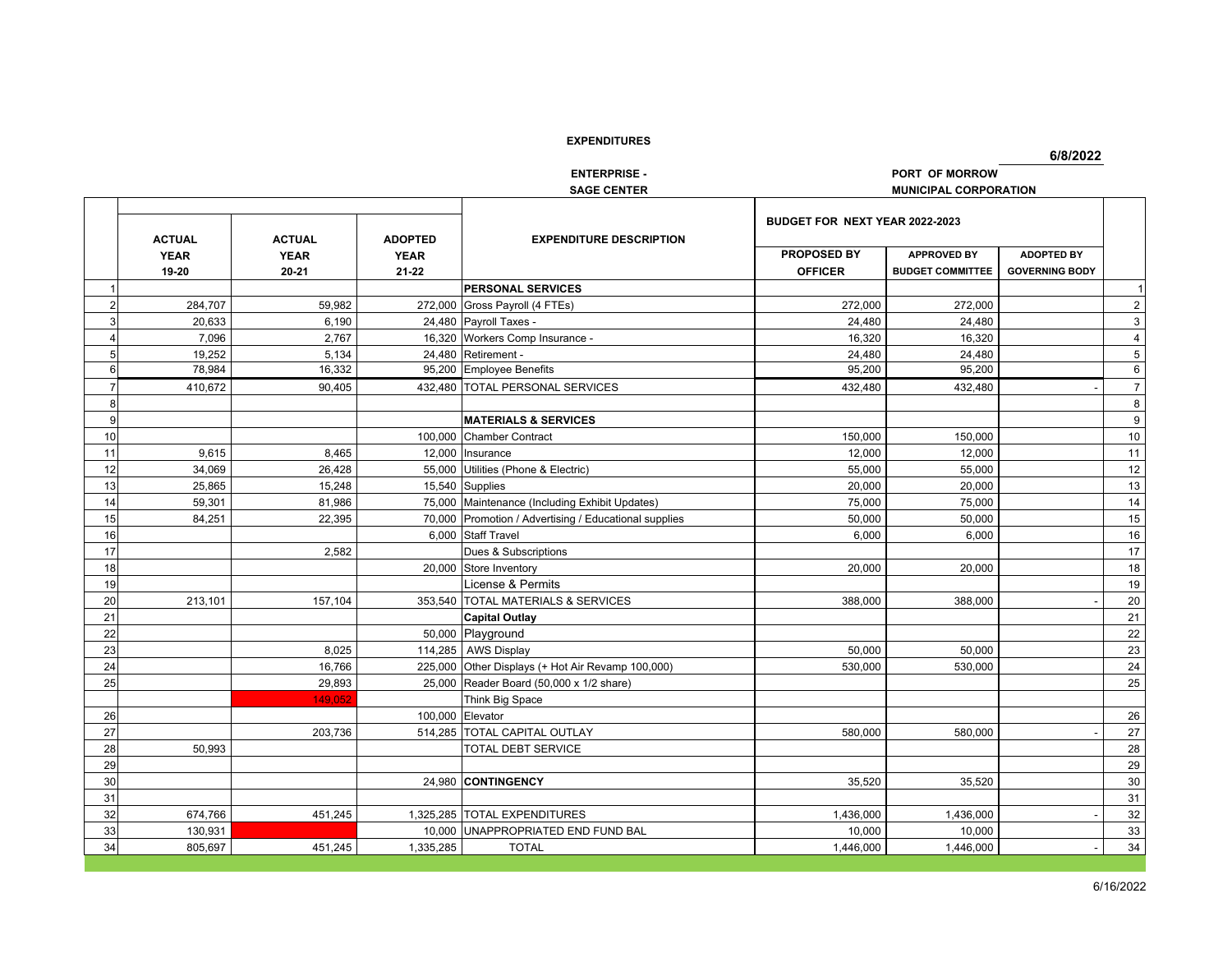**EXPENDITURES**

**6/8/2022**

**ENTERPRISE - SAGE CENTER**

**PORT OF MORROW MUNICIPAL CORPORATION**

| | ACTUAL YEAR 19-20 | ACTUAL YEAR 20-21 | ADOPTED YEAR 21-22 | EXPENDITURE DESCRIPTION | BUDGET FOR NEXT YEAR 2022-2023 PROPOSED BY OFFICER | APPROVED BY BUDGET COMMITTEE | ADOPTED BY GOVERNING BODY | |
|---|---|---|---|---|---|---|---|---|
| 1 | | | | **PERSONAL SERVICES** | | | | 1 |
| 2 | 284,707 | 59,982 | 272,000 | Gross Payroll (4 FTEs) | 272,000 | 272,000 | | 2 |
| 3 | 20,633 | 6,190 | 24,480 | Payroll Taxes - | 24,480 | 24,480 | | 3 |
| 4 | 7,096 | 2,767 | 16,320 | Workers Comp Insurance - | 16,320 | 16,320 | | 4 |
| 5 | 19,252 | 5,134 | 24,480 | Retirement - | 24,480 | 24,480 | | 5 |
| 6 | 78,984 | 16,332 | 95,200 | Employee Benefits | 95,200 | 95,200 | | 6 |
| 7 | 410,672 | 90,405 | 432,480 | TOTAL PERSONAL SERVICES | 432,480 | 432,480 | - | 7 |
| 8 | | | | | | | | 8 |
| 9 | | | | **MATERIALS & SERVICES** | | | | 9 |
| 10 | | | 100,000 | Chamber Contract | 150,000 | 150,000 | | 10 |
| 11 | 9,615 | 8,465 | 12,000 | Insurance | 12,000 | 12,000 | | 11 |
| 12 | 34,069 | 26,428 | 55,000 | Utilities (Phone & Electric) | 55,000 | 55,000 | | 12 |
| 13 | 25,865 | 15,248 | 15,540 | Supplies | 20,000 | 20,000 | | 13 |
| 14 | 59,301 | 81,986 | 75,000 | Maintenance (Including Exhibit Updates) | 75,000 | 75,000 | | 14 |
| 15 | 84,251 | 22,395 | 70,000 | Promotion / Advertising / Educational supplies | 50,000 | 50,000 | | 15 |
| 16 | | | 6,000 | Staff Travel | 6,000 | 6,000 | | 16 |
| 17 | | 2,582 | | Dues & Subscriptions | | | | 17 |
| 18 | | | 20,000 | Store Inventory | 20,000 | 20,000 | | 18 |
| 19 | | | | License & Permits | | | | 19 |
| 20 | 213,101 | 157,104 | 353,540 | TOTAL MATERIALS & SERVICES | 388,000 | 388,000 | - | 20 |
| 21 | | | | **Capital Outlay** | | | | 21 |
| 22 | | | 50,000 | Playground | | | | 22 |
| 23 | | 8,025 | 114,285 | AWS Display | 50,000 | 50,000 | | 23 |
| 24 | | 16,766 | 225,000 | Other Displays (+ Hot Air Revamp 100,000) | 530,000 | 530,000 | | 24 |
| 25 | | 29,893 | 25,000 | Reader Board (50,000 x 1/2 share) | | | | 25 |
| | | 149,052 | | Think Big Space | | | | |
| 26 | | | 100,000 | Elevator | | | | 26 |
| 27 | | 203,736 | 514,285 | TOTAL CAPITAL OUTLAY | 580,000 | 580,000 | - | 27 |
| 28 | 50,993 | | | TOTAL DEBT SERVICE | | | | 28 |
| 29 | | | | | | | | 29 |
| 30 | | | 24,980 | **CONTINGENCY** | 35,520 | 35,520 | | 30 |
| 31 | | | | | | | | 31 |
| 32 | 674,766 | 451,245 | 1,325,285 | TOTAL EXPENDITURES | 1,436,000 | 1,436,000 | - | 32 |
| 33 | 130,931 | | 10,000 | UNAPPROPRIATED END FUND BAL | 10,000 | 10,000 | | 33 |
| 34 | 805,697 | 451,245 | 1,335,285 | TOTAL | 1,446,000 | 1,446,000 | - | 34 |

6/16/2022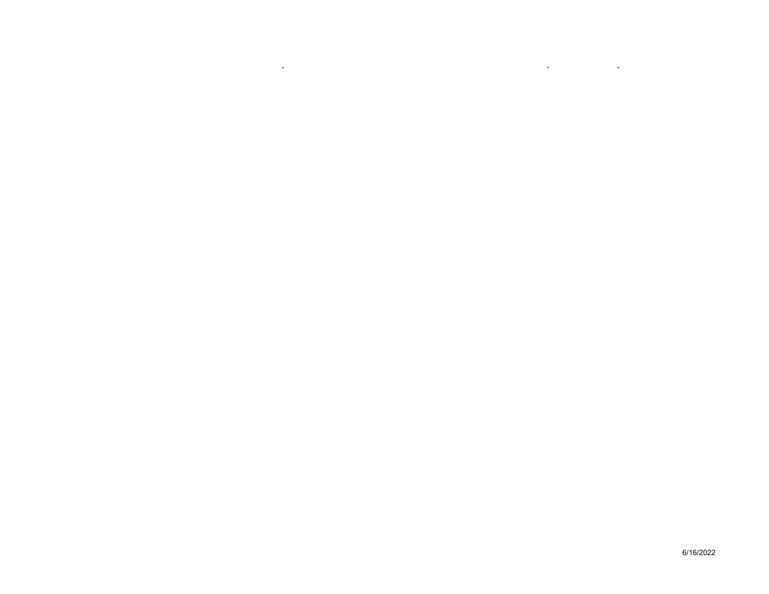- - -

6/16/2022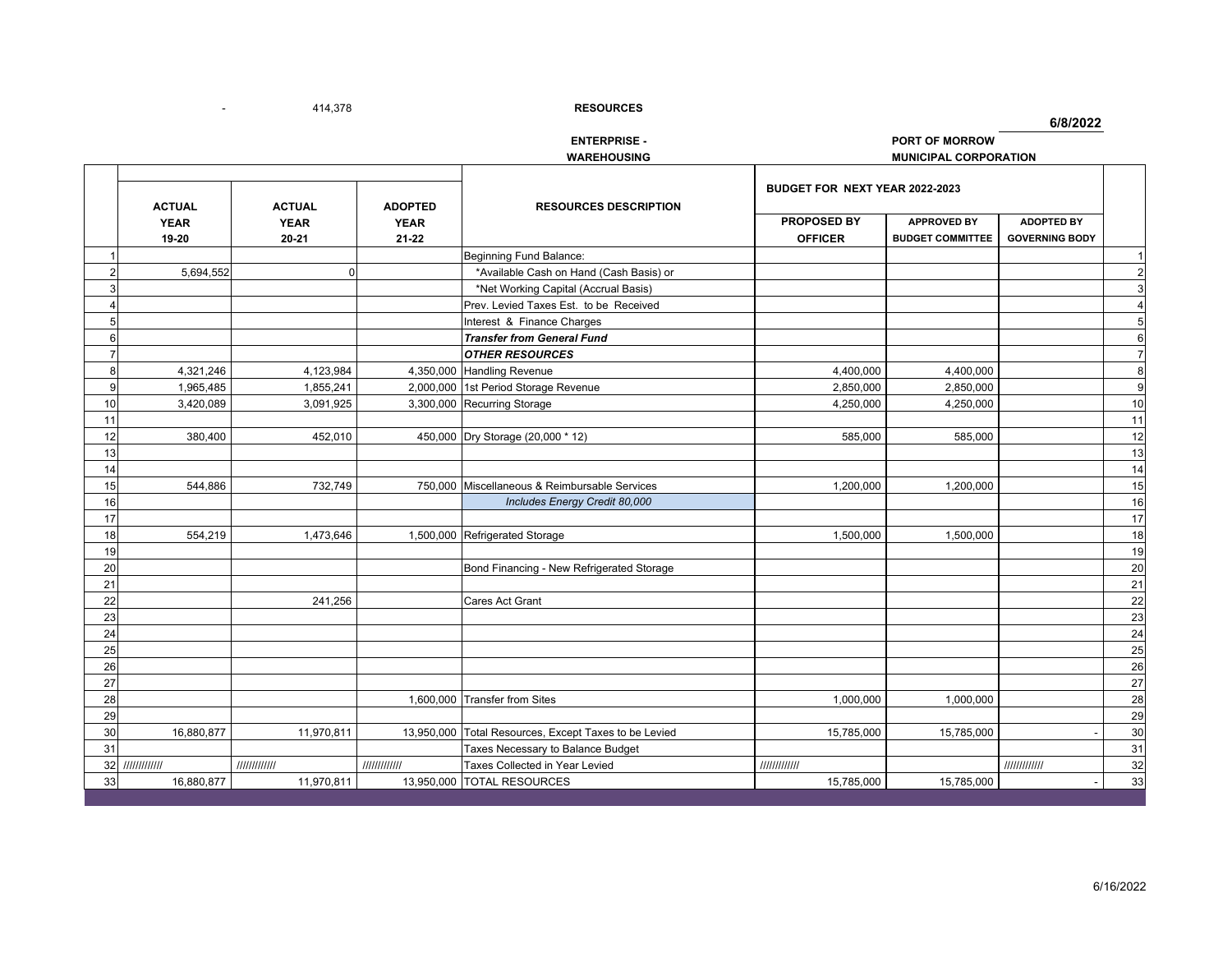- 414,378

## RESOURCES

**6/8/2022**

**ENTERPRISE - WAREHOUSING**

**PORT OF MORROW MUNICIPAL CORPORATION**

| | ACTUAL YEAR 19-20 | ACTUAL YEAR 20-21 | ADOPTED YEAR 21-22 | RESOURCES DESCRIPTION | BUDGET FOR NEXT YEAR 2022-2023 PROPOSED BY OFFICER | APPROVED BY BUDGET COMMITTEE | ADOPTED BY GOVERNING BODY | |
|---|---|---|---|---|---|---|---|---|
| 1 | | | | Beginning Fund Balance: | | | | 1 |
| 2 | 5,694,552 | 0 | | *Available Cash on Hand (Cash Basis) or | | | | 2 |
| 3 | | | | *Net Working Capital (Accrual Basis) | | | | 3 |
| 4 | | | | Prev. Levied Taxes Est. to be Received | | | | 4 |
| 5 | | | | Interest & Finance Charges | | | | 5 |
| 6 | | | | ***Transfer from General Fund*** | | | | 6 |
| 7 | | | | ***OTHER RESOURCES*** | | | | 7 |
| 8 | 4,321,246 | 4,123,984 | 4,350,000 | Handling Revenue | 4,400,000 | 4,400,000 | | 8 |
| 9 | 1,965,485 | 1,855,241 | 2,000,000 | 1st Period Storage Revenue | 2,850,000 | 2,850,000 | | 9 |
| 10 | 3,420,089 | 3,091,925 | 3,300,000 | Recurring Storage | 4,250,000 | 4,250,000 | | 10 |
| 11 | | | | | | | | 11 |
| 12 | 380,400 | 452,010 | 450,000 | Dry Storage (20,000 * 12) | 585,000 | 585,000 | | 12 |
| 13 | | | | | | | | 13 |
| 14 | | | | | | | | 14 |
| 15 | 544,886 | 732,749 | 750,000 | Miscellaneous & Reimbursable Services | 1,200,000 | 1,200,000 | | 15 |
| 16 | | | | *Includes Energy Credit 80,000* | | | | 16 |
| 17 | | | | | | | | 17 |
| 18 | 554,219 | 1,473,646 | 1,500,000 | Refrigerated Storage | 1,500,000 | 1,500,000 | | 18 |
| 19 | | | | | | | | 19 |
| 20 | | | | Bond Financing - New Refrigerated Storage | | | | 20 |
| 21 | | | | | | | | 21 |
| 22 | | 241,256 | | Cares Act Grant | | | | 22 |
| 23 | | | | | | | | 23 |
| 24 | | | | | | | | 24 |
| 25 | | | | | | | | 25 |
| 26 | | | | | | | | 26 |
| 27 | | | | | | | | 27 |
| 28 | | | 1,600,000 | Transfer from Sites | 1,000,000 | 1,000,000 | | 28 |
| 29 | | | | | | | | 29 |
| 30 | 16,880,877 | 11,970,811 | 13,950,000 | Total Resources, Except Taxes to be Levied | 15,785,000 | 15,785,000 | - | 30 |
| 31 | | | | Taxes Necessary to Balance Budget | | | | 31 |
| 32 | //////////// | //////////// | //////////// | Taxes Collected in Year Levied | //////////// | | //////////// | 32 |
| 33 | 16,880,877 | 11,970,811 | 13,950,000 | TOTAL RESOURCES | 15,785,000 | 15,785,000 | - | 33 |

6/16/2022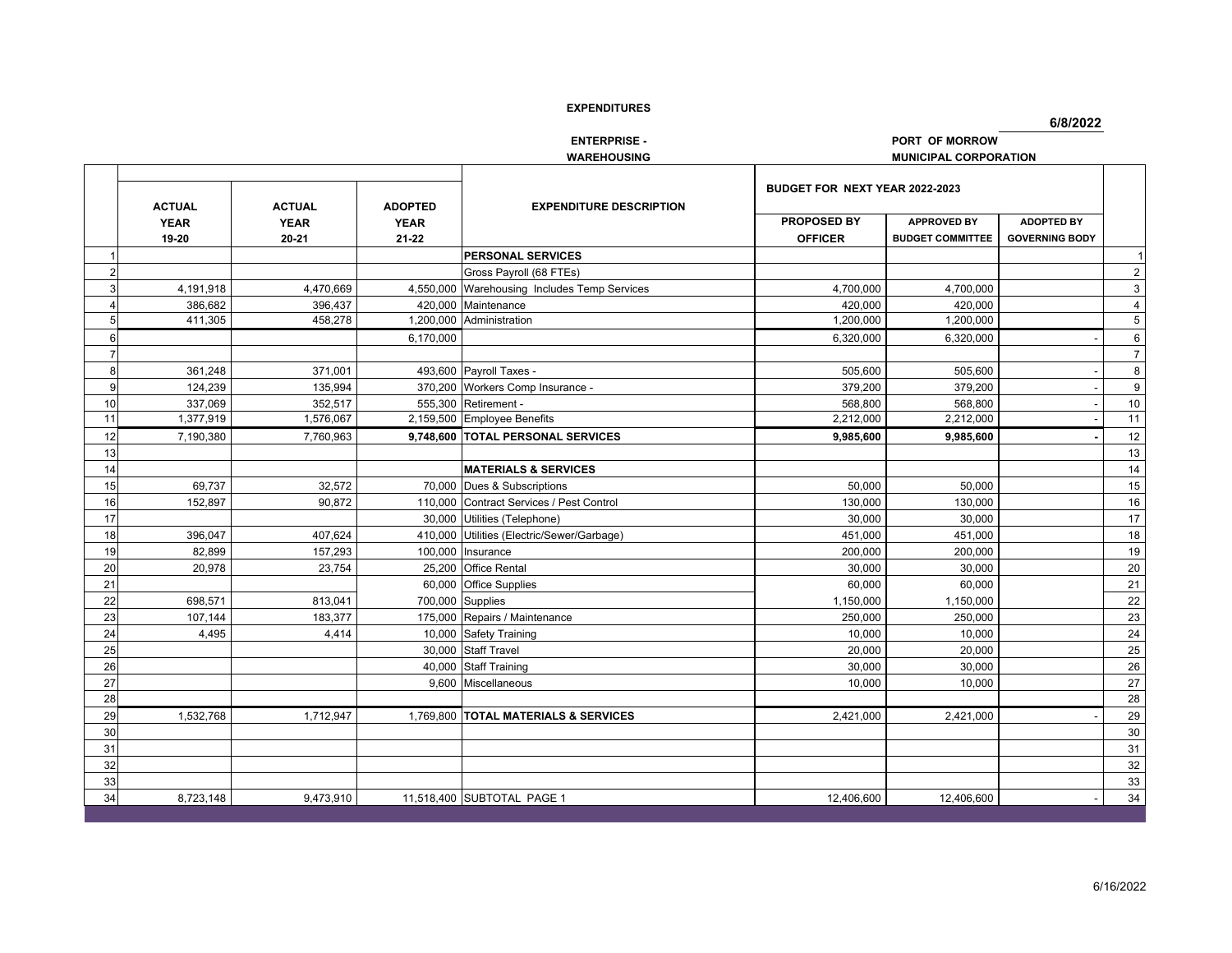**EXPENDITURES**

6/8/2022

**ENTERPRISE - WAREHOUSING**

**PORT OF MORROW MUNICIPAL CORPORATION**

| | ACTUAL YEAR 19-20 | ACTUAL YEAR 20-21 | ADOPTED YEAR 21-22 | EXPENDITURE DESCRIPTION | BUDGET FOR NEXT YEAR 2022-2023 PROPOSED BY OFFICER | APPROVED BY BUDGET COMMITTEE | ADOPTED BY GOVERNING BODY | |
|---|---|---|---|---|---|---|---|---|
| 1 | | | | **PERSONAL SERVICES** | | | | 1 |
| 2 | | | | Gross Payroll (68 FTEs) | | | | 2 |
| 3 | 4,191,918 | 4,470,669 | 4,550,000 | Warehousing Includes Temp Services | 4,700,000 | 4,700,000 | | 3 |
| 4 | 386,682 | 396,437 | 420,000 | Maintenance | 420,000 | 420,000 | | 4 |
| 5 | 411,305 | 458,278 | 1,200,000 | Administration | 1,200,000 | 1,200,000 | | 5 |
| 6 | | | 6,170,000 | | 6,320,000 | 6,320,000 | - | 6 |
| 7 | | | | | | | | 7 |
| 8 | 361,248 | 371,001 | 493,600 | Payroll Taxes - | 505,600 | 505,600 | - | 8 |
| 9 | 124,239 | 135,994 | 370,200 | Workers Comp Insurance - | 379,200 | 379,200 | - | 9 |
| 10 | 337,069 | 352,517 | 555,300 | Retirement - | 568,800 | 568,800 | - | 10 |
| 11 | 1,377,919 | 1,576,067 | 2,159,500 | Employee Benefits | 2,212,000 | 2,212,000 | - | 11 |
| 12 | 7,190,380 | 7,760,963 | **9,748,600** | **TOTAL PERSONAL SERVICES** | **9,985,600** | **9,985,600** | **-** | 12 |
| 13 | | | | | | | | 13 |
| 14 | | | | **MATERIALS & SERVICES** | | | | 14 |
| 15 | 69,737 | 32,572 | 70,000 | Dues & Subscriptions | 50,000 | 50,000 | | 15 |
| 16 | 152,897 | 90,872 | 110,000 | Contract Services / Pest Control | 130,000 | 130,000 | | 16 |
| 17 | | | 30,000 | Utilities (Telephone) | 30,000 | 30,000 | | 17 |
| 18 | 396,047 | 407,624 | 410,000 | Utilities (Electric/Sewer/Garbage) | 451,000 | 451,000 | | 18 |
| 19 | 82,899 | 157,293 | 100,000 | Insurance | 200,000 | 200,000 | | 19 |
| 20 | 20,978 | 23,754 | 25,200 | Office Rental | 30,000 | 30,000 | | 20 |
| 21 | | | 60,000 | Office Supplies | 60,000 | 60,000 | | 21 |
| 22 | 698,571 | 813,041 | 700,000 | Supplies | 1,150,000 | 1,150,000 | | 22 |
| 23 | 107,144 | 183,377 | 175,000 | Repairs / Maintenance | 250,000 | 250,000 | | 23 |
| 24 | 4,495 | 4,414 | 10,000 | Safety Training | 10,000 | 10,000 | | 24 |
| 25 | | | 30,000 | Staff Travel | 20,000 | 20,000 | | 25 |
| 26 | | | 40,000 | Staff Training | 30,000 | 30,000 | | 26 |
| 27 | | | 9,600 | Miscellaneous | 10,000 | 10,000 | | 27 |
| 28 | | | | | | | | 28 |
| 29 | 1,532,768 | 1,712,947 | 1,769,800 | **TOTAL MATERIALS & SERVICES** | 2,421,000 | 2,421,000 | - | 29 |
| 30 | | | | | | | | 30 |
| 31 | | | | | | | | 31 |
| 32 | | | | | | | | 32 |
| 33 | | | | | | | | 33 |
| 34 | 8,723,148 | 9,473,910 | 11,518,400 | SUBTOTAL PAGE 1 | 12,406,600 | 12,406,600 | - | 34 |

6/16/2022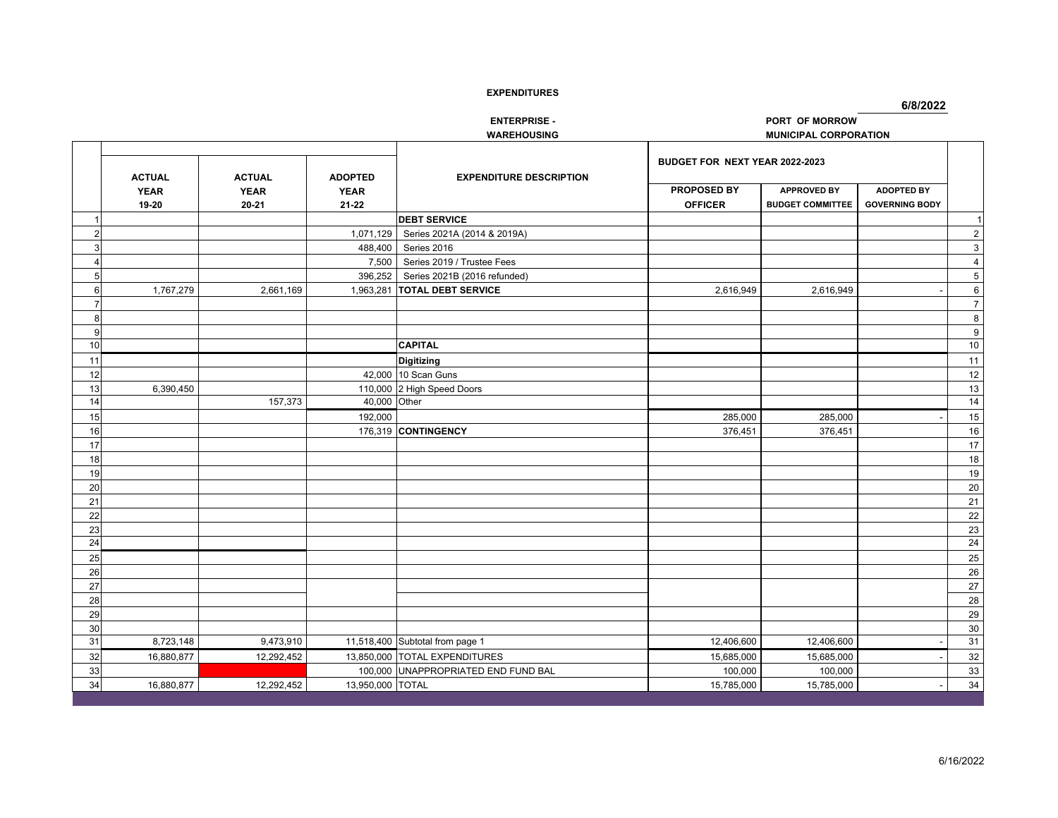**EXPENDITURES**

**6/8/2022**

**ENTERPRISE - WAREHOUSING**

**PORT OF MORROW MUNICIPAL CORPORATION**

| | ACTUAL YEAR 19-20 | ACTUAL YEAR 20-21 | ADOPTED YEAR 21-22 | EXPENDITURE DESCRIPTION | BUDGET FOR NEXT YEAR 2022-2023 PROPOSED BY OFFICER | APPROVED BY BUDGET COMMITTEE | ADOPTED BY GOVERNING BODY | |
|---|---|---|---|---|---|---|---|---|
| 1 | | | | **DEBT SERVICE** | | | | 1 |
| 2 | | | 1,071,129 | Series 2021A (2014 & 2019A) | | | | 2 |
| 3 | | | 488,400 | Series 2016 | | | | 3 |
| 4 | | | 7,500 | Series 2019 / Trustee Fees | | | | 4 |
| 5 | | | 396,252 | Series 2021B (2016 refunded) | | | | 5 |
| 6 | 1,767,279 | 2,661,169 | 1,963,281 | **TOTAL DEBT SERVICE** | 2,616,949 | 2,616,949 | - | 6 |
| 7 | | | | | | | | 7 |
| 8 | | | | | | | | 8 |
| 9 | | | | | | | | 9 |
| 10 | | | | **CAPITAL** | | | | 10 |
| 11 | | | | **Digitizing** | | | | 11 |
| 12 | | | 42,000 | 10 Scan Guns | | | | 12 |
| 13 | 6,390,450 | | 110,000 | 2 High Speed Doors | | | | 13 |
| 14 | | 157,373 | 40,000 | Other | | | | 14 |
| 15 | | | 192,000 | | 285,000 | 285,000 | - | 15 |
| 16 | | | 176,319 | **CONTINGENCY** | 376,451 | 376,451 | | 16 |
| 17 | | | | | | | | 17 |
| 18 | | | | | | | | 18 |
| 19 | | | | | | | | 19 |
| 20 | | | | | | | | 20 |
| 21 | | | | | | | | 21 |
| 22 | | | | | | | | 22 |
| 23 | | | | | | | | 23 |
| 24 | | | | | | | | 24 |
| 25 | | | | | | | | 25 |
| 26 | | | | | | | | 26 |
| 27 | | | | | | | | 27 |
| 28 | | | | | | | | 28 |
| 29 | | | | | | | | 29 |
| 30 | | | | | | | | 30 |
| 31 | 8,723,148 | 9,473,910 | 11,518,400 | Subtotal from page 1 | 12,406,600 | 12,406,600 | - | 31 |
| 32 | 16,880,877 | 12,292,452 | 13,850,000 | TOTAL EXPENDITURES | 15,685,000 | 15,685,000 | - | 32 |
| 33 | | | 100,000 | UNAPPROPRIATED END FUND BAL | 100,000 | 100,000 | | 33 |
| 34 | 16,880,877 | 12,292,452 | 13,950,000 | TOTAL | 15,785,000 | 15,785,000 | - | 34 |